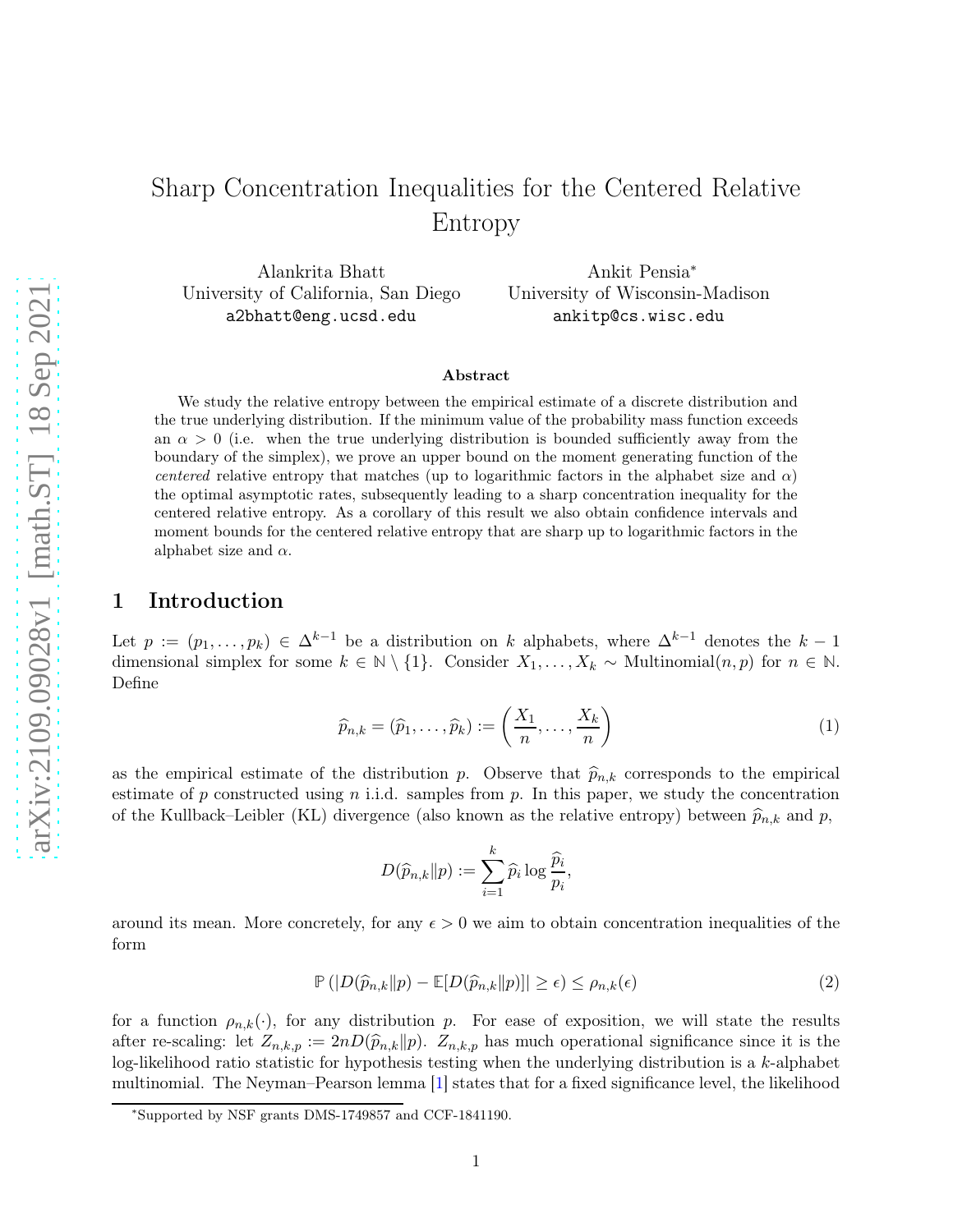# Sharp Concentration Inequalities for the Centered Relative Entropy

Alankrita Bhatt
University of California, San Diego
a2bhatt@eng.ucsd.edu

Ankit Pensia*
University of Wisconsin-Madison
ankitp@cs.wisc.edu

### Abstract

We study the relative entropy between the empirical estimate of a discrete distribution and the true underlying distribution. If the minimum value of the probability mass function exceeds an $\alpha > 0$ (i.e. when the true underlying distribution is bounded sufficiently away from the boundary of the simplex), we prove an upper bound on the moment generating function of the *centered* relative entropy that matches (up to logarithmic factors in the alphabet size and $\alpha$) the optimal asymptotic rates, subsequently leading to a sharp concentration inequality for the centered relative entropy. As a corollary of this result we also obtain confidence intervals and moment bounds for the centered relative entropy that are sharp up to logarithmic factors in the alphabet size and $\alpha$.

## 1 Introduction

Let $p := (p_1, \ldots, p_k) \in \Delta^{k-1}$ be a distribution on $k$ alphabets, where $\Delta^{k-1}$ denotes the $k-1$ dimensional simplex for some $k \in \mathbb{N} \setminus \{1\}$. Consider $X_1, \ldots, X_k \sim \text{Multinomial}(n, p)$ for $n \in \mathbb{N}$. Define

$$\widehat{p}_{n,k} = (\widehat{p}_1, \ldots, \widehat{p}_k) := \left( \frac{X_1}{n}, \ldots, \frac{X_k}{n} \right) \tag{1}$$

as the empirical estimate of the distribution $p$. Observe that $\widehat{p}_{n,k}$ corresponds to the empirical estimate of $p$ constructed using $n$ i.i.d. samples from $p$. In this paper, we study the concentration of the Kullback–Leibler (KL) divergence (also known as the relative entropy) between $\widehat{p}_{n,k}$ and $p$,

$$D(\widehat{p}_{n,k} \| p) := \sum_{i=1}^{k} \widehat{p}_i \log \frac{\widehat{p}_i}{p_i},$$

around its mean. More concretely, for any $\epsilon > 0$ we aim to obtain concentration inequalities of the form

$$\mathbb{P}\left( |D(\widehat{p}_{n,k} \| p) - \mathbb{E}[D(\widehat{p}_{n,k} \| p)]| \geq \epsilon \right) \leq \rho_{n,k}(\epsilon) \tag{2}$$

for a function $\rho_{n,k}(\cdot)$, for any distribution $p$. For ease of exposition, we will state the results after re-scaling: let $Z_{n,k,p} := 2nD(\widehat{p}_{n,k} \| p)$. $Z_{n,k,p}$ has much operational significance since it is the log-likelihood ratio statistic for hypothesis testing when the underlying distribution is a $k$-alphabet multinomial. The Neyman–Pearson lemma [1] states that for a fixed significance level, the likelihood

*Supported by NSF grants DMS-1749857 and CCF-1841190.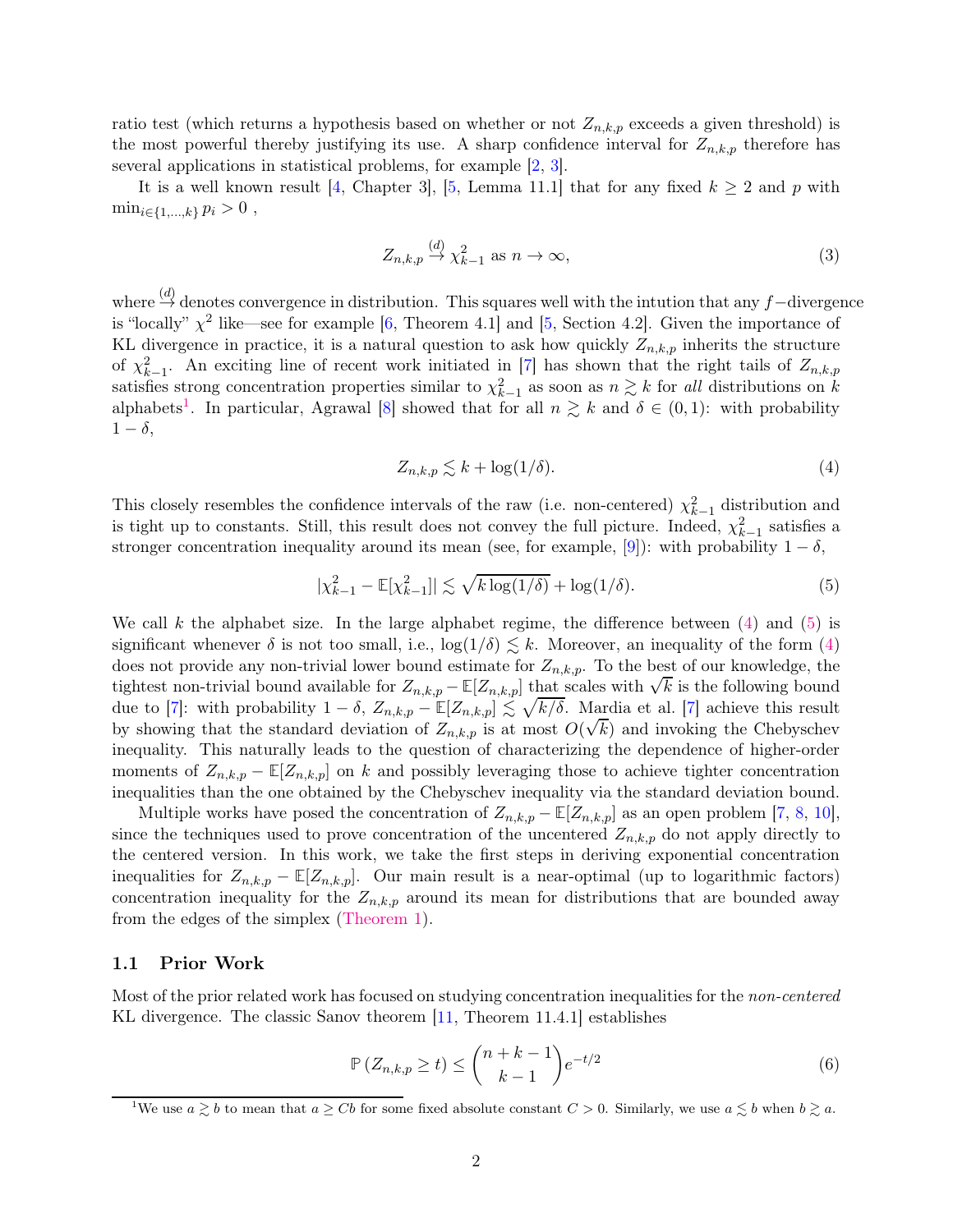ratio test (which returns a hypothesis based on whether or not $Z_{n,k,p}$ exceeds a given threshold) is the most powerful thereby justifying its use. A sharp confidence interval for $Z_{n,k,p}$ therefore has several applications in statistical problems, for example [2, 3].

It is a well known result [4, Chapter 3], [5, Lemma 11.1] that for any fixed $k \geq 2$ and $p$ with $\min_{i\in\{1,\ldots,k\}} p_i > 0$ ,

$$Z_{n,k,p} \overset{(d)}{\to} \chi^2_{k-1} \text{ as } n \to \infty, \tag{3}$$

where $\overset{(d)}{\to}$ denotes convergence in distribution. This squares well with the intution that any $f-$divergence is "locally" $\chi^2$ like—see for example [6, Theorem 4.1] and [5, Section 4.2]. Given the importance of KL divergence in practice, it is a natural question to ask how quickly $Z_{n,k,p}$ inherits the structure of $\chi^2_{k-1}$. An exciting line of recent work initiated in [7] has shown that the right tails of $Z_{n,k,p}$ satisfies strong concentration properties similar to $\chi^2_{k-1}$ as soon as $n \gtrsim k$ for *all* distributions on $k$ alphabets[1]. In particular, Agrawal [8] showed that for all $n \gtrsim k$ and $\delta \in (0, 1)$: with probability $1 - \delta$,

$$Z_{n,k,p} \lesssim k + \log(1/\delta). \tag{4}$$

This closely resembles the confidence intervals of the raw (i.e. non-centered) $\chi^2_{k-1}$ distribution and is tight up to constants. Still, this result does not convey the full picture. Indeed, $\chi^2_{k-1}$ satisfies a stronger concentration inequality around its mean (see, for example, [9]): with probability $1 - \delta$,

$$|\chi^2_{k-1} - \mathbb{E}[\chi^2_{k-1}]| \lesssim \sqrt{k \log(1/\delta)} + \log(1/\delta). \tag{5}$$

We call $k$ the alphabet size. In the large alphabet regime, the difference between (4) and (5) is significant whenever $\delta$ is not too small, i.e., $\log(1/\delta) \lesssim k$. Moreover, an inequality of the form (4) does not provide any non-trivial lower bound estimate for $Z_{n,k,p}$. To the best of our knowledge, the tightest non-trivial bound available for $Z_{n,k,p} - \mathbb{E}[Z_{n,k,p}]$ that scales with $\sqrt{k}$ is the following bound due to [7]: with probability $1 - \delta$, $Z_{n,k,p} - \mathbb{E}[Z_{n,k,p}] \lesssim \sqrt{k/\delta}$. Mardia et al. [7] achieve this result by showing that the standard deviation of $Z_{n,k,p}$ is at most $O(\sqrt{k})$ and invoking the Chebyschev inequality. This naturally leads to the question of characterizing the dependence of higher-order moments of $Z_{n,k,p} - \mathbb{E}[Z_{n,k,p}]$ on $k$ and possibly leveraging those to achieve tighter concentration inequalities than the one obtained by the Chebyschev inequality via the standard deviation bound.

Multiple works have posed the concentration of $Z_{n,k,p} - \mathbb{E}[Z_{n,k,p}]$ as an open problem [7, 8, 10], since the techniques used to prove concentration of the uncentered $Z_{n,k,p}$ do not apply directly to the centered version. In this work, we take the first steps in deriving exponential concentration inequalities for $Z_{n,k,p} - \mathbb{E}[Z_{n,k,p}]$. Our main result is a near-optimal (up to logarithmic factors) concentration inequality for the $Z_{n,k,p}$ around its mean for distributions that are bounded away from the edges of the simplex (Theorem 1).

### 1.1 Prior Work

Most of the prior related work has focused on studying concentration inequalities for the *non-centered* KL divergence. The classic Sanov theorem [11, Theorem 11.4.1] establishes

$$\mathbb{P}\left(Z_{n,k,p} \geq t\right) \leq \binom{n+k-1}{k-1} e^{-t/2} \tag{6}$$

[1] We use $a \gtrsim b$ to mean that $a \geq Cb$ for some fixed absolute constant $C > 0$. Similarly, we use $a \lesssim b$ when $b \gtrsim a$.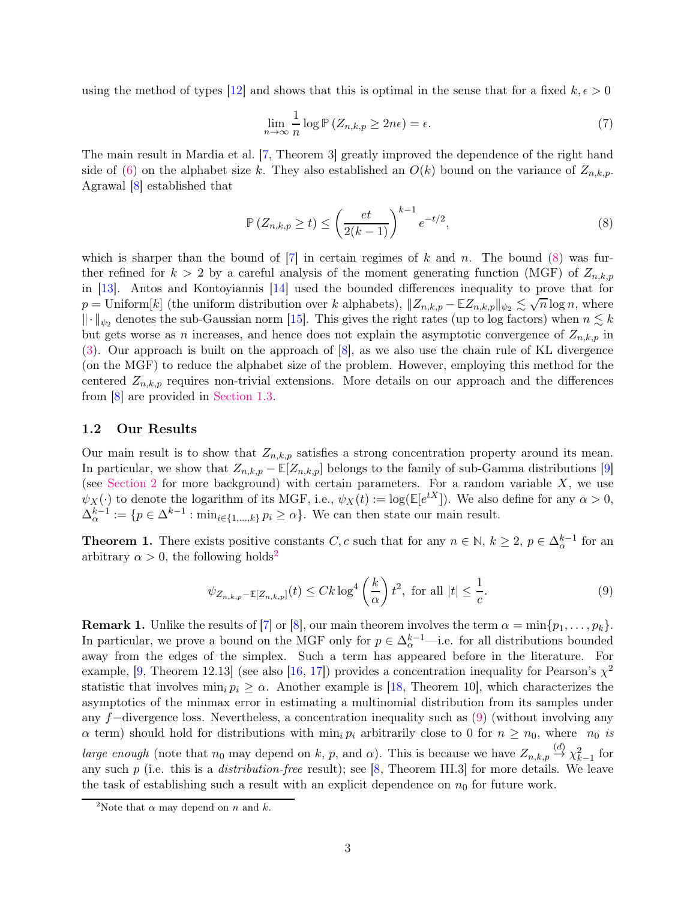using the method of types [12] and shows that this is optimal in the sense that for a fixed $k, \epsilon > 0$

$$\lim_{n\to\infty} \frac{1}{n} \log \mathbb{P}\left(Z_{n,k,p} \geq 2n\epsilon\right) = \epsilon. \tag{7}$$

The main result in Mardia et al. [7, Theorem 3] greatly improved the dependence of the right hand side of (6) on the alphabet size $k$. They also established an $O(k)$ bound on the variance of $Z_{n,k,p}$. Agrawal [8] established that

$$\mathbb{P}\left(Z_{n,k,p} \geq t\right) \leq \left(\frac{et}{2(k-1)}\right)^{k-1} e^{-t/2}, \tag{8}$$

which is sharper than the bound of [7] in certain regimes of $k$ and $n$. The bound (8) was further refined for $k > 2$ by a careful analysis of the moment generating function (MGF) of $Z_{n,k,p}$ in [13]. Antos and Kontoyiannis [14] used the bounded differences inequality to prove that for $p = \text{Uniform}[k]$ (the uniform distribution over $k$ alphabets), $\|Z_{n,k,p} - \mathbb{E}Z_{n,k,p}\|_{\psi_2} \lesssim \sqrt{n}\log n$, where $\|\cdot\|_{\psi_2}$ denotes the sub-Gaussian norm [15]. This gives the right rates (up to log factors) when $n \lesssim k$ but gets worse as $n$ increases, and hence does not explain the asymptotic convergence of $Z_{n,k,p}$ in (3). Our approach is built on the approach of [8], as we also use the chain rule of KL divergence (on the MGF) to reduce the alphabet size of the problem. However, employing this method for the centered $Z_{n,k,p}$ requires non-trivial extensions. More details on our approach and the differences from [8] are provided in Section 1.3.

## 1.2 Our Results

Our main result is to show that $Z_{n,k,p}$ satisfies a strong concentration property around its mean. In particular, we show that $Z_{n,k,p} - \mathbb{E}[Z_{n,k,p}]$ belongs to the family of sub-Gamma distributions [9] (see Section 2 for more background) with certain parameters. For a random variable $X$, we use $\psi_X(\cdot)$ to denote the logarithm of its MGF, i.e., $\psi_X(t) := \log(\mathbb{E}[e^{tX}])$. We also define for any $\alpha > 0$, $\Delta_\alpha^{k-1} := \{p \in \Delta^{k-1} : \min_{i\in\{1,\ldots,k\}} p_i \geq \alpha\}$. We can then state our main result.

**Theorem 1.** There exists positive constants $C, c$ such that for any $n \in \mathbb{N}$, $k \geq 2$, $p \in \Delta_\alpha^{k-1}$ for an arbitrary $\alpha > 0$, the following holds[2]

$$\psi_{Z_{n,k,p}-\mathbb{E}[Z_{n,k,p}]}(t) \leq Ck\log^4\left(\frac{k}{\alpha}\right)t^2, \text{ for all } |t| \leq \frac{1}{c}. \tag{9}$$

**Remark 1.** Unlike the results of [7] or [8], our main theorem involves the term $\alpha = \min\{p_1, \ldots, p_k\}$. In particular, we prove a bound on the MGF only for $p \in \Delta_\alpha^{k-1}$—i.e. for all distributions bounded away from the edges of the simplex. Such a term has appeared before in the literature. For example, [9, Theorem 12.13] (see also [16, 17]) provides a concentration inequality for Pearson's $\chi^2$ statistic that involves $\min_i p_i \geq \alpha$. Another example is [18, Theorem 10], which characterizes the asymptotics of the minmax error in estimating a multinomial distribution from its samples under any $f-$divergence loss. Nevertheless, a concentration inequality such as (9) (without involving any $\alpha$ term) should hold for distributions with $\min_i p_i$ arbitrarily close to 0 for $n \geq n_0$, where *$n_0$ is large enough* (note that $n_0$ may depend on $k$, $p$, and $\alpha$). This is because we have $Z_{n,k,p} \xrightarrow{(d)} \chi^2_{k-1}$ for any such $p$ (i.e. this is a *distribution-free* result); see [8, Theorem III.3] for more details. We leave the task of establishing such a result with an explicit dependence on $n_0$ for future work.

[2] Note that $\alpha$ may depend on $n$ and $k$.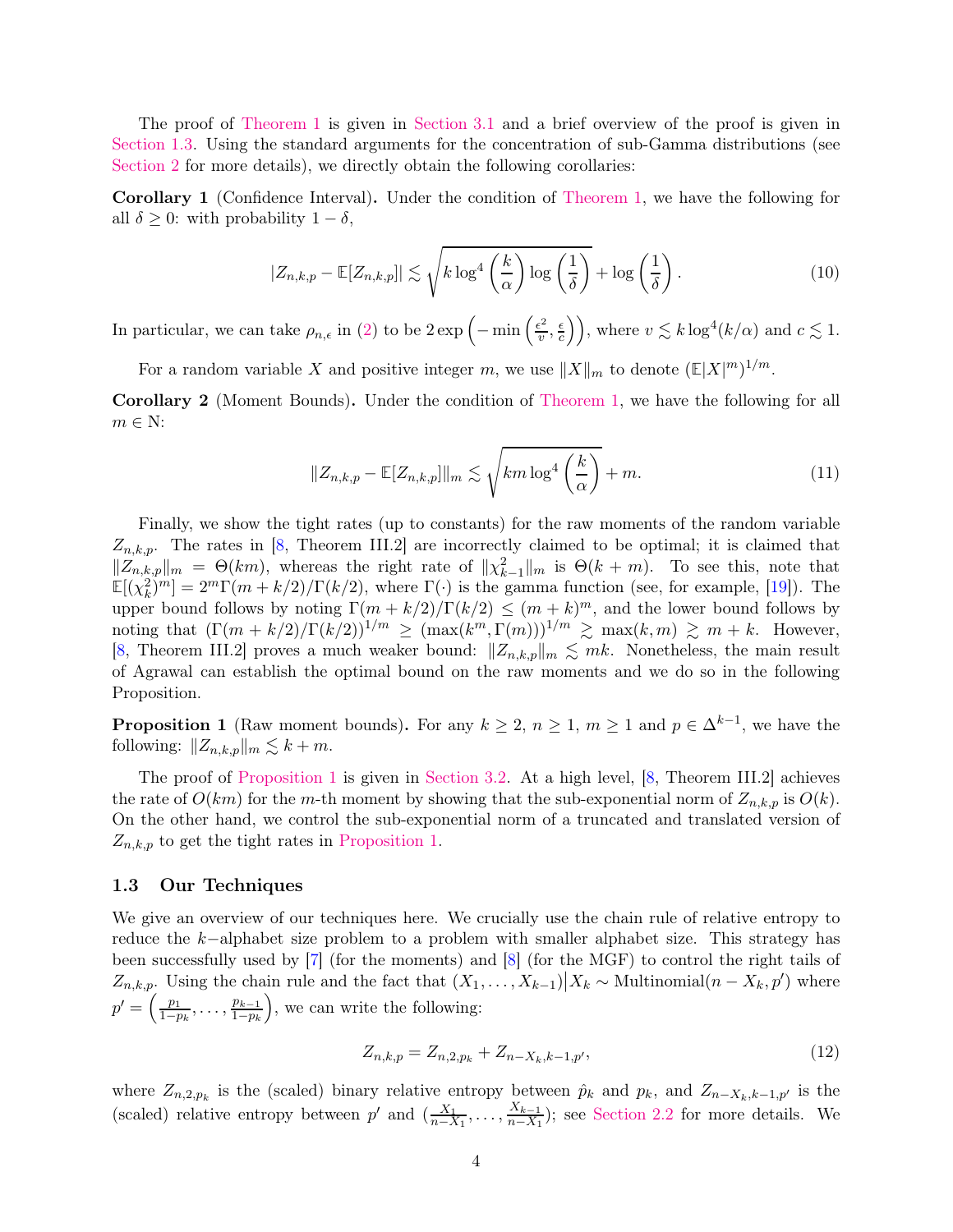The proof of Theorem 1 is given in Section 3.1 and a brief overview of the proof is given in Section 1.3. Using the standard arguments for the concentration of sub-Gamma distributions (see Section 2 for more details), we directly obtain the following corollaries:

**Corollary 1** (Confidence Interval)**.** Under the condition of Theorem 1, we have the following for all $\delta \geq 0$: with probability $1 - \delta$,

$$|Z_{n,k,p} - \mathbb{E}[Z_{n,k,p}]| \lesssim \sqrt{k \log^4\left(\frac{k}{\alpha}\right) \log\left(\frac{1}{\delta}\right)} + \log\left(\frac{1}{\delta}\right). \tag{10}$$

In particular, we can take $\rho_{n,\epsilon}$ in (2) to be $2\exp\left(-\min\left(\frac{\epsilon^2}{v}, \frac{\epsilon}{c}\right)\right)$, where $v \lesssim k\log^4(k/\alpha)$ and $c \lesssim 1$.

For a random variable $X$ and positive integer $m$, we use $\|X\|_m$ to denote $(\mathbb{E}|X|^m)^{1/m}$.

**Corollary 2** (Moment Bounds)**.** Under the condition of Theorem 1, we have the following for all $m \in \mathrm{N}$:

$$\|Z_{n,k,p} - \mathbb{E}[Z_{n,k,p}]\|_m \lesssim \sqrt{km \log^4\left(\frac{k}{\alpha}\right)} + m. \tag{11}$$

Finally, we show the tight rates (up to constants) for the raw moments of the random variable $Z_{n,k,p}$. The rates in [8, Theorem III.2] are incorrectly claimed to be optimal; it is claimed that $\|Z_{n,k,p}\|_m = \Theta(km)$, whereas the right rate of $\|\chi^2_{k-1}\|_m$ is $\Theta(k + m)$. To see this, note that $\mathbb{E}[(\chi^2_k)^m] = 2^m\Gamma(m + k/2)/\Gamma(k/2)$, where $\Gamma(\cdot)$ is the gamma function (see, for example, [19]). The upper bound follows by noting $\Gamma(m + k/2)/\Gamma(k/2) \leq (m + k)^m$, and the lower bound follows by noting that $(\Gamma(m + k/2)/\Gamma(k/2))^{1/m} \geq (\max(k^m, \Gamma(m)))^{1/m} \gtrsim \max(k, m) \gtrsim m + k$. However, [8, Theorem III.2] proves a much weaker bound: $\|Z_{n,k,p}\|_m \lesssim mk$. Nonetheless, the main result of Agrawal can establish the optimal bound on the raw moments and we do so in the following Proposition.

**Proposition 1** (Raw moment bounds)**.** For any $k \geq 2$, $n \geq 1$, $m \geq 1$ and $p \in \Delta^{k-1}$, we have the following: $\|Z_{n,k,p}\|_m \lesssim k + m$.

The proof of Proposition 1 is given in Section 3.2. At a high level, [8, Theorem III.2] achieves the rate of $O(km)$ for the $m$-th moment by showing that the sub-exponential norm of $Z_{n,k,p}$ is $O(k)$. On the other hand, we control the sub-exponential norm of a truncated and translated version of $Z_{n,k,p}$ to get the tight rates in Proposition 1.

### 1.3 Our Techniques

We give an overview of our techniques here. We crucially use the chain rule of relative entropy to reduce the $k-$alphabet size problem to a problem with smaller alphabet size. This strategy has been successfully used by [7] (for the moments) and [8] (for the MGF) to control the right tails of $Z_{n,k,p}$. Using the chain rule and the fact that $(X_1, \ldots, X_{k-1})\big|X_k \sim \text{Multinomial}(n - X_k, p')$ where $p' = \left(\frac{p_1}{1-p_k}, \ldots, \frac{p_{k-1}}{1-p_k}\right)$, we can write the following:

$$Z_{n,k,p} = Z_{n,2,p_k} + Z_{n-X_k,k-1,p'}, \tag{12}$$

where $Z_{n,2,p_k}$ is the (scaled) binary relative entropy between $\hat{p}_k$ and $p_k$, and $Z_{n-X_k,k-1,p'}$ is the (scaled) relative entropy between $p'$ and $\left(\frac{X_1}{n-X_1}, \ldots, \frac{X_{k-1}}{n-X_1}\right)$; see Section 2.2 for more details. We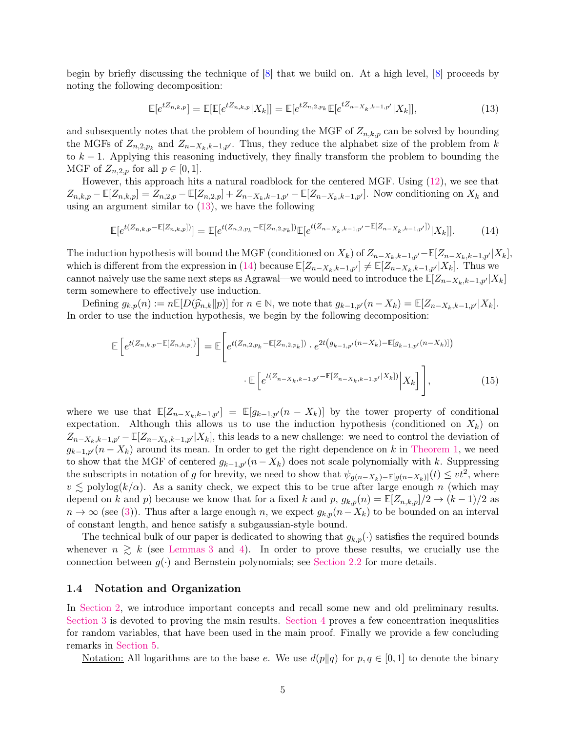begin by briefly discussing the technique of [8] that we build on. At a high level, [8] proceeds by noting the following decomposition:

$$\mathbb{E}[e^{tZ_{n,k,p}}] = \mathbb{E}[\mathbb{E}[e^{tZ_{n,k,p}}|X_k]] = \mathbb{E}[e^{tZ_{n,2,p_k}}\mathbb{E}[e^{tZ_{n-X_k,k-1,p'}}|X_k]], \tag{13}$$

and subsequently notes that the problem of bounding the MGF of $Z_{n,k,p}$ can be solved by bounding the MGFs of $Z_{n,2,p_k}$ and $Z_{n-X_k,k-1,p'}$. Thus, they reduce the alphabet size of the problem from $k$ to $k-1$. Applying this reasoning inductively, they finally transform the problem to bounding the MGF of $Z_{n,2,p}$ for all $p \in [0,1]$.

However, this approach hits a natural roadblock for the centered MGF. Using (12), we see that $Z_{n,k,p} - \mathbb{E}[Z_{n,k,p}] = Z_{n,2,p} - \mathbb{E}[Z_{n,2,p}] + Z_{n-X_k,k-1,p'} - \mathbb{E}[Z_{n-X_k,k-1,p'}]$. Now conditioning on $X_k$ and using an argument similar to (13), we have the following

$$\mathbb{E}[e^{t(Z_{n,k,p}-\mathbb{E}[Z_{n,k,p}])}] = \mathbb{E}[e^{t(Z_{n,2,p_k}-\mathbb{E}[Z_{n,2,p_k}])}\mathbb{E}[e^{t(Z_{n-X_k,k-1,p'}-\mathbb{E}[Z_{n-X_k,k-1,p'}])}|X_k]]. \tag{14}$$

The induction hypothesis will bound the MGF (conditioned on $X_k$) of $Z_{n-X_k,k-1,p'} - \mathbb{E}[Z_{n-X_k,k-1,p'}|X_k]$, which is different from the expression in (14) because $\mathbb{E}[Z_{n-X_k,k-1,p'}] \neq \mathbb{E}[Z_{n-X_k,k-1,p'}|X_k]$. Thus we cannot naively use the same next steps as Agrawal—we would need to introduce the $\mathbb{E}[Z_{n-X_k,k-1,p'}|X_k]$ term somewhere to effectively use induction.

Defining $g_{k,p}(n) := n\mathbb{E}[D(\widehat{p}_{n,k}\|p)]$ for $n \in \mathbb{N}$, we note that $g_{k-1,p'}(n-X_k) = \mathbb{E}[Z_{n-X_k,k-1,p'}|X_k]$. In order to use the induction hypothesis, we begin by the following decomposition:

$$\mathbb{E}\left[e^{t(Z_{n,k,p}-\mathbb{E}[Z_{n,k,p}])}\right] = \mathbb{E}\Bigg[e^{t(Z_{n,2,p_k}-\mathbb{E}[Z_{n,2,p_k}])} \cdot e^{2t\left(g_{k-1,p'}(n-X_k)-\mathbb{E}[g_{k-1,p'}(n-X_k)]\right)} \cdot \mathbb{E}\left[e^{t(Z_{n-X_k,k-1,p'}-\mathbb{E}[Z_{n-X_k,k-1,p'}|X_k])}\Big|X_k\right]\Bigg], \tag{15}$$

where we use that $\mathbb{E}[Z_{n-X_k,k-1,p'}] = \mathbb{E}[g_{k-1,p'}(n-X_k)]$ by the tower property of conditional expectation. Although this allows us to use the induction hypothesis (conditioned on $X_k$) on $Z_{n-X_k,k-1,p'} - \mathbb{E}[Z_{n-X_k,k-1,p'}|X_k]$, this leads to a new challenge: we need to control the deviation of $g_{k-1,p'}(n-X_k)$ around its mean. In order to get the right dependence on $k$ in Theorem 1, we need to show that the MGF of centered $g_{k-1,p'}(n-X_k)$ does not scale polynomially with $k$. Suppressing the subscripts in notation of $g$ for brevity, we need to show that $\psi_{g(n-X_k)-\mathbb{E}[g(n-X_k)]}(t) \leq vt^2$, where $v \lesssim \mathrm{polylog}(k/\alpha)$. As a sanity check, we expect this to be true after large enough $n$ (which may depend on $k$ and $p$) because we know that for a fixed $k$ and $p$, $g_{k,p}(n) = \mathbb{E}[Z_{n,k,p}]/2 \to (k-1)/2$ as $n \to \infty$ (see (3)). Thus after a large enough $n$, we expect $g_{k,p}(n-X_k)$ to be bounded on an interval of constant length, and hence satisfy a subgaussian-style bound.

The technical bulk of our paper is dedicated to showing that $g_{k,p}(\cdot)$ satisfies the required bounds whenever $n \gtrsim k$ (see Lemmas 3 and 4). In order to prove these results, we crucially use the connection between $g(\cdot)$ and Bernstein polynomials; see Section 2.2 for more details.

### 1.4 Notation and Organization

In Section 2, we introduce important concepts and recall some new and old preliminary results. Section 3 is devoted to proving the main results. Section 4 proves a few concentration inequalities for random variables, that have been used in the main proof. Finally we provide a few concluding remarks in Section 5.

Notation: All logarithms are to the base $e$. We use $d(p\|q)$ for $p, q \in [0,1]$ to denote the binary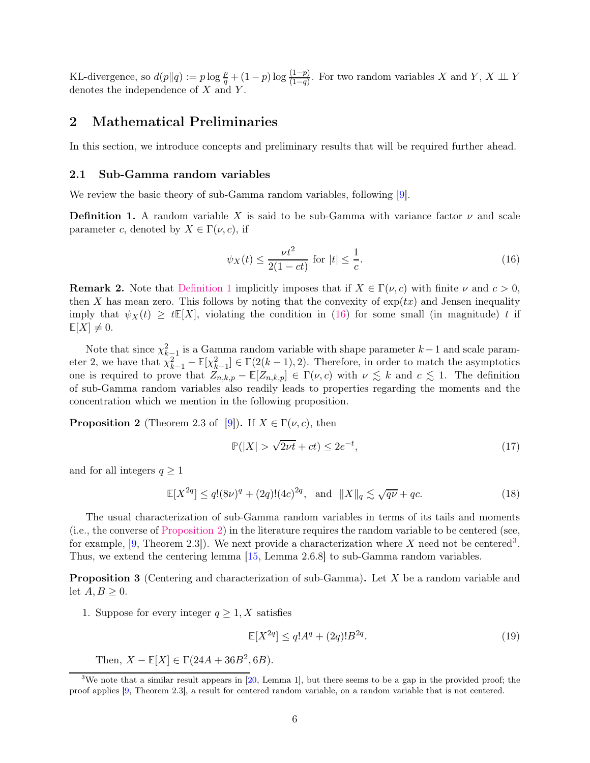KL-divergence, so $d(p\|q) := p \log \frac{p}{q} + (1-p) \log \frac{(1-p)}{(1-q)}$. For two random variables $X$ and $Y$, $X \perp\!\!\!\perp Y$ denotes the independence of $X$ and $Y$.

## 2 Mathematical Preliminaries

In this section, we introduce concepts and preliminary results that will be required further ahead.

### 2.1 Sub-Gamma random variables

We review the basic theory of sub-Gamma random variables, following [9].

**Definition 1.** A random variable $X$ is said to be sub-Gamma with variance factor $\nu$ and scale parameter $c$, denoted by $X \in \Gamma(\nu, c)$, if

$$\psi_X(t) \leq \frac{\nu t^2}{2(1-ct)} \text{ for } |t| \leq \frac{1}{c}. \tag{16}$$

**Remark 2.** Note that Definition 1 implicitly imposes that if $X \in \Gamma(\nu, c)$ with finite $\nu$ and $c > 0$, then $X$ has mean zero. This follows by noting that the convexity of $\exp(tx)$ and Jensen inequality imply that $\psi_X(t) \geq t\mathbb{E}[X]$, violating the condition in (16) for some small (in magnitude) $t$ if $\mathbb{E}[X] \neq 0$.

Note that since $\chi^2_{k-1}$ is a Gamma random variable with shape parameter $k-1$ and scale parameter 2, we have that $\chi^2_{k-1} - \mathbb{E}[\chi^2_{k-1}] \in \Gamma(2(k-1), 2)$. Therefore, in order to match the asymptotics one is required to prove that $Z_{n,k,p} - \mathbb{E}[Z_{n,k,p}] \in \Gamma(\nu, c)$ with $\nu \lesssim k$ and $c \lesssim 1$. The definition of sub-Gamma random variables also readily leads to properties regarding the moments and the concentration which we mention in the following proposition.

**Proposition 2** (Theorem 2.3 of [9])**.** If $X \in \Gamma(\nu, c)$, then

$$\mathbb{P}(|X| > \sqrt{2\nu t} + ct) \leq 2e^{-t}, \tag{17}$$

and for all integers $q \geq 1$

$$\mathbb{E}[X^{2q}] \leq q!(8\nu)^q + (2q)!(4c)^{2q}, \quad \text{and} \quad \|X\|_q \lesssim \sqrt{q\nu} + qc. \tag{18}$$

The usual characterization of sub-Gamma random variables in terms of its tails and moments (i.e., the converse of Proposition 2) in the literature requires the random variable to be centered (see, for example, [9, Theorem 2.3]). We next provide a characterization where $X$ need not be centered[3]. Thus, we extend the centering lemma [15, Lemma 2.6.8] to sub-Gamma random variables.

**Proposition 3** (Centering and characterization of sub-Gamma)**.** Let $X$ be a random variable and let $A, B \geq 0$.

1. Suppose for every integer $q \geq 1$, $X$ satisfies

$$\mathbb{E}[X^{2q}] \leq q!A^q + (2q)!B^{2q}. \tag{19}$$

   Then, $X - \mathbb{E}[X] \in \Gamma(24A + 36B^2, 6B)$.

[3] We note that a similar result appears in [20, Lemma 1], but there seems to be a gap in the provided proof; the proof applies [9, Theorem 2.3], a result for centered random variable, on a random variable that is not centered.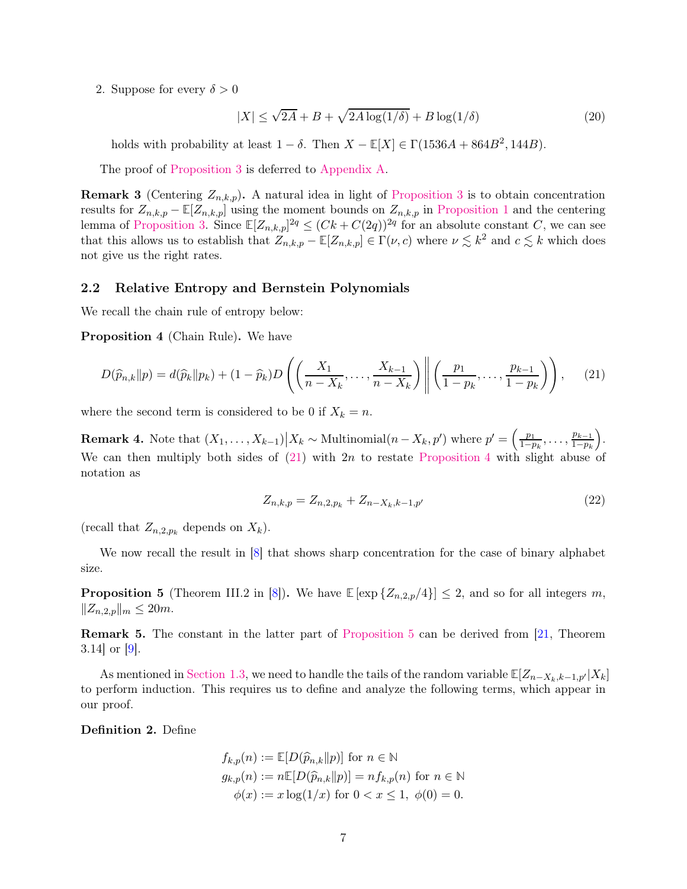2. Suppose for every $\delta > 0$

$$|X| \le \sqrt{2A} + B + \sqrt{2A\log(1/\delta)} + B\log(1/\delta) \tag{20}$$

holds with probability at least $1-\delta$. Then $X - \mathbb{E}[X] \in \Gamma(1536A + 864B^2, 144B)$.

The proof of Proposition 3 is deferred to Appendix A.

**Remark 3** (Centering $Z_{n,k,p}$)**.** A natural idea in light of Proposition 3 is to obtain concentration results for $Z_{n,k,p} - \mathbb{E}[Z_{n,k,p}]$ using the moment bounds on $Z_{n,k,p}$ in Proposition 1 and the centering lemma of Proposition 3. Since $\mathbb{E}[Z_{n,k,p}]^{2q} \le (Ck + C(2q))^{2q}$ for an absolute constant $C$, we can see that this allows us to establish that $Z_{n,k,p} - \mathbb{E}[Z_{n,k,p}] \in \Gamma(\nu, c)$ where $\nu \lesssim k^2$ and $c \lesssim k$ which does not give us the right rates.

## 2.2 Relative Entropy and Bernstein Polynomials

We recall the chain rule of entropy below:

**Proposition 4** (Chain Rule)**.** We have

$$D(\widehat{p}_{n,k}\|p) = d(\widehat{p}_k\|p_k) + (1-\widehat{p}_k)D\left(\left(\frac{X_1}{n-X_k}, \ldots, \frac{X_{k-1}}{n-X_k}\right) \middle\| \left(\frac{p_1}{1-p_k}, \ldots, \frac{p_{k-1}}{1-p_k}\right)\right), \tag{21}$$

where the second term is considered to be 0 if $X_k = n$.

**Remark 4.** Note that $(X_1, \ldots, X_{k-1})\big|X_k \sim \text{Multinomial}(n - X_k, p')$ where $p' = \left(\frac{p_1}{1-p_k}, \ldots, \frac{p_{k-1}}{1-p_k}\right)$. We can then multiply both sides of (21) with $2n$ to restate Proposition 4 with slight abuse of notation as

$$Z_{n,k,p} = Z_{n,2,p_k} + Z_{n-X_k,k-1,p'} \tag{22}$$

(recall that $Z_{n,2,p_k}$ depends on $X_k$).

We now recall the result in [8] that shows sharp concentration for the case of binary alphabet size.

**Proposition 5** (Theorem III.2 in [8])**.** We have $\mathbb{E}\left[\exp\left\{Z_{n,2,p}/4\right\}\right] \le 2$, and so for all integers $m$, $\|Z_{n,2,p}\|_m \le 20m$.

**Remark 5.** The constant in the latter part of Proposition 5 can be derived from [21, Theorem 3.14] or [9].

As mentioned in Section 1.3, we need to handle the tails of the random variable $\mathbb{E}[Z_{n-X_k,k-1,p'}|X_k]$ to perform induction. This requires us to define and analyze the following terms, which appear in our proof.

**Definition 2.** Define

$$\begin{aligned}
f_{k,p}(n) &:= \mathbb{E}[D(\widehat{p}_{n,k}\|p)] \text{ for } n \in \mathbb{N} \\
g_{k,p}(n) &:= n\mathbb{E}[D(\widehat{p}_{n,k}\|p)] = nf_{k,p}(n) \text{ for } n \in \mathbb{N} \\
\phi(x) &:= x\log(1/x) \text{ for } 0 < x \le 1,\ \phi(0) = 0.
\end{aligned}$$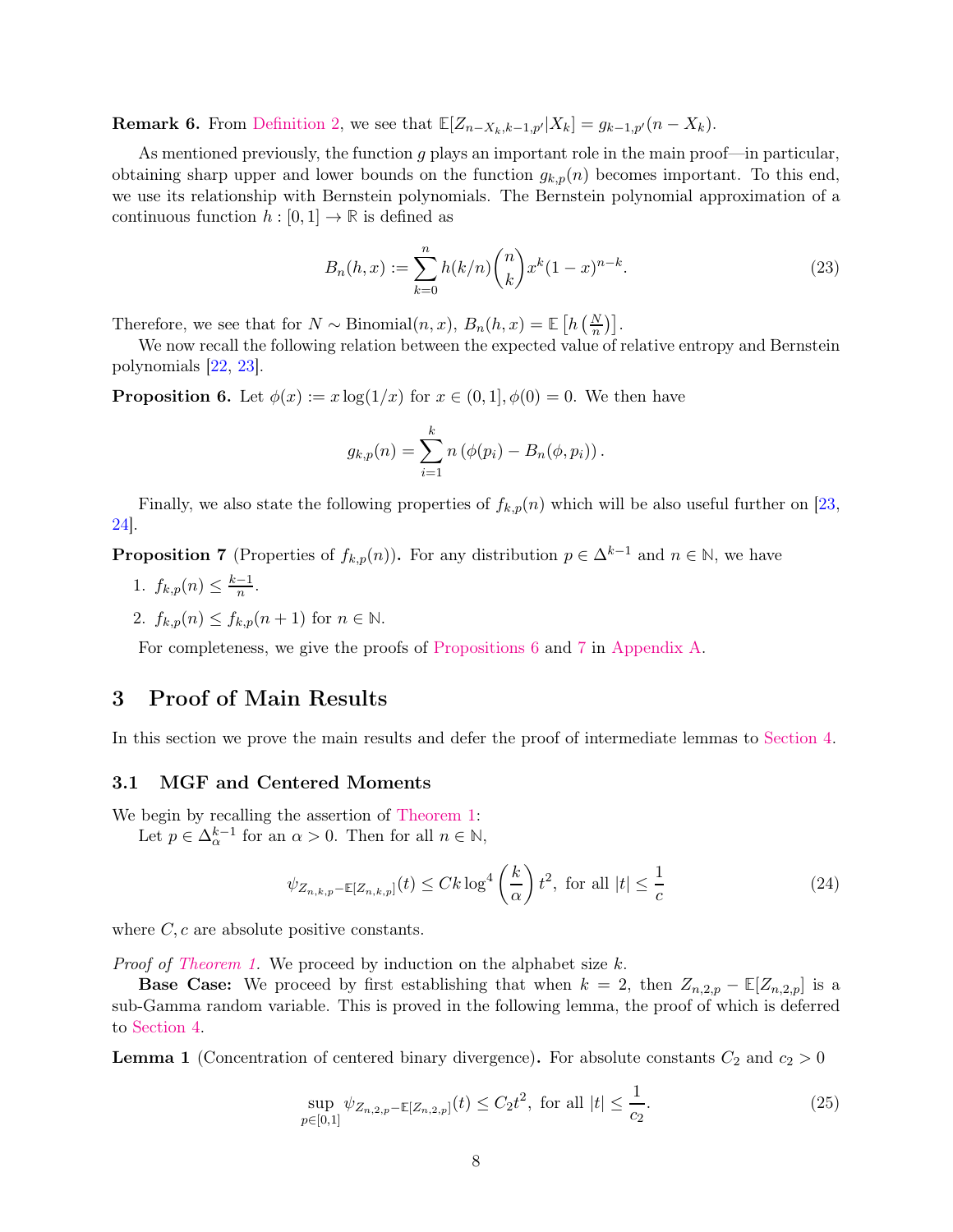**Remark 6.** From Definition 2, we see that $\mathbb{E}[Z_{n-X_k,k-1,p'}|X_k] = g_{k-1,p'}(n-X_k)$.

As mentioned previously, the function $g$ plays an important role in the main proof—in particular, obtaining sharp upper and lower bounds on the function $g_{k,p}(n)$ becomes important. To this end, we use its relationship with Bernstein polynomials. The Bernstein polynomial approximation of a continuous function $h : [0,1] \to \mathbb{R}$ is defined as

$$B_n(h,x) := \sum_{k=0}^{n} h(k/n)\binom{n}{k} x^k(1-x)^{n-k}. \tag{23}$$

Therefore, we see that for $N \sim \text{Binomial}(n,x)$, $B_n(h,x) = \mathbb{E}\left[h\left(\frac{N}{n}\right)\right]$.

We now recall the following relation between the expected value of relative entropy and Bernstein polynomials [22, 23].

**Proposition 6.** Let $\phi(x) := x\log(1/x)$ for $x \in (0,1], \phi(0) = 0$. We then have

$$g_{k,p}(n) = \sum_{i=1}^{k} n\left(\phi(p_i) - B_n(\phi,p_i)\right).$$

Finally, we also state the following properties of $f_{k,p}(n)$ which will be also useful further on [23, 24].

**Proposition 7** (Properties of $f_{k,p}(n)$)**.** For any distribution $p \in \Delta^{k-1}$ and $n \in \mathbb{N}$, we have

1. $f_{k,p}(n) \leq \frac{k-1}{n}$.
2. $f_{k,p}(n) \leq f_{k,p}(n+1)$ for $n \in \mathbb{N}$.

For completeness, we give the proofs of Propositions 6 and 7 in Appendix A.

# 3 Proof of Main Results

In this section we prove the main results and defer the proof of intermediate lemmas to Section 4.

## 3.1 MGF and Centered Moments

We begin by recalling the assertion of Theorem 1:

Let $p \in \Delta_{\alpha}^{k-1}$ for an $\alpha > 0$. Then for all $n \in \mathbb{N}$,

$$\psi_{Z_{n,k,p}-\mathbb{E}[Z_{n,k,p}]}(t) \leq Ck\log^4\left(\frac{k}{\alpha}\right)t^2, \text{ for all } |t| \leq \frac{1}{c} \tag{24}$$

where $C, c$ are absolute positive constants.

*Proof of Theorem 1.* We proceed by induction on the alphabet size $k$.

**Base Case:** We proceed by first establishing that when $k = 2$, then $Z_{n,2,p} - \mathbb{E}[Z_{n,2,p}]$ is a sub-Gamma random variable. This is proved in the following lemma, the proof of which is deferred to Section 4.

**Lemma 1** (Concentration of centered binary divergence)**.** For absolute constants $C_2$ and $c_2 > 0$

$$\sup_{p\in[0,1]} \psi_{Z_{n,2,p}-\mathbb{E}[Z_{n,2,p}]}(t) \leq C_2 t^2, \text{ for all } |t| \leq \frac{1}{c_2}. \tag{25}$$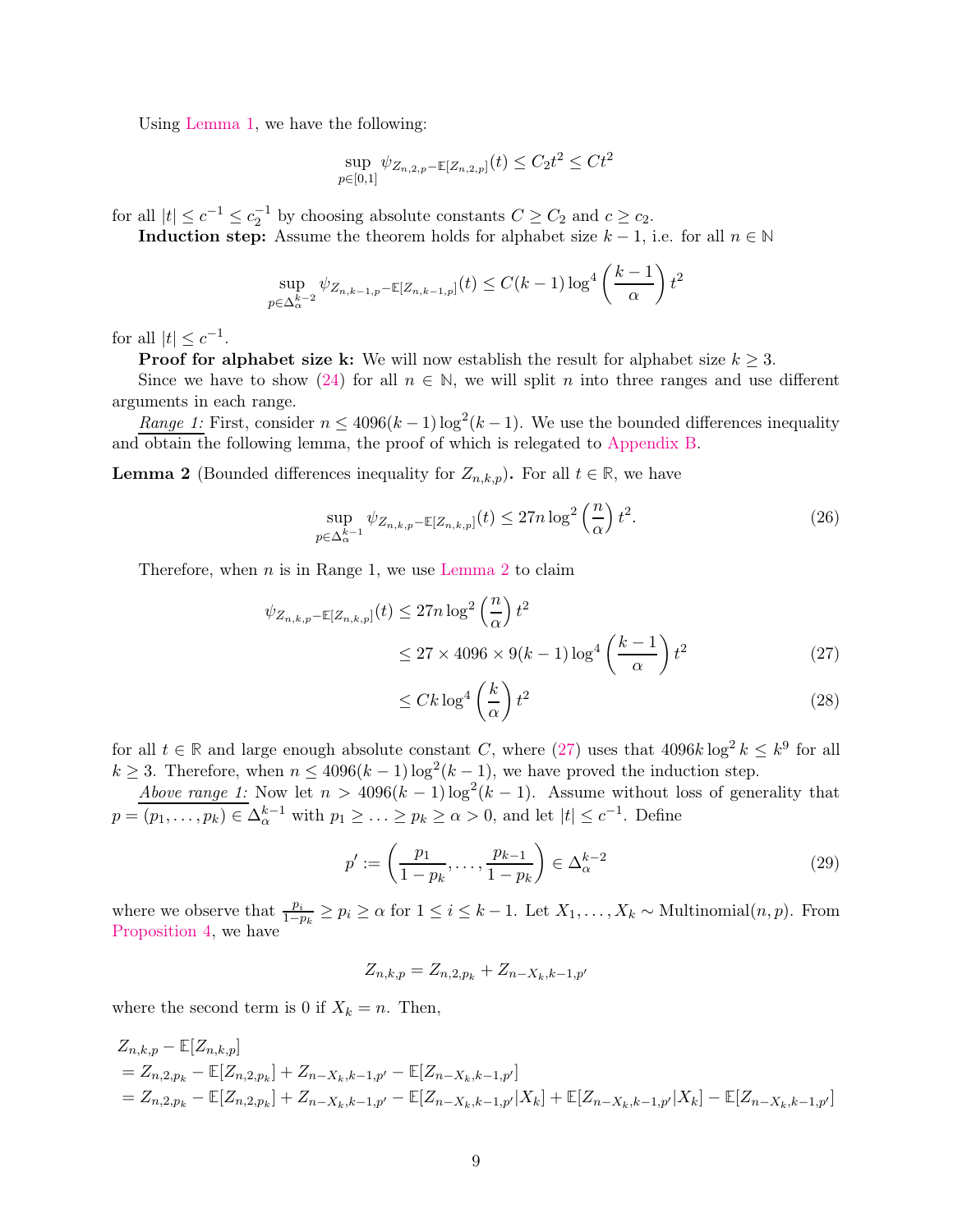Using Lemma 1, we have the following:

$$\sup_{p\in[0,1]} \psi_{Z_{n,2,p}-\mathbb{E}[Z_{n,2,p}]}(t) \le C_2 t^2 \le C t^2$$

for all $|t| \le c^{-1} \le c_2^{-1}$ by choosing absolute constants $C \ge C_2$ and $c \ge c_2$.

**Induction step:** Assume the theorem holds for alphabet size $k-1$, i.e. for all $n \in \mathbb{N}$

$$\sup_{p\in\Delta_\alpha^{k-2}} \psi_{Z_{n,k-1,p}-\mathbb{E}[Z_{n,k-1,p}]}(t) \le C(k-1)\log^4\left(\frac{k-1}{\alpha}\right) t^2$$

for all $|t| \le c^{-1}$.

**Proof for alphabet size k:** We will now establish the result for alphabet size $k \ge 3$.

Since we have to show (24) for all $n \in \mathbb{N}$, we will split $n$ into three ranges and use different arguments in each range.

*Range 1:* First, consider $n \le 4096(k-1)\log^2(k-1)$. We use the bounded differences inequality and obtain the following lemma, the proof of which is relegated to Appendix B.

**Lemma 2** (Bounded differences inequality for $Z_{n,k,p}$)**.** For all $t \in \mathbb{R}$, we have

$$\sup_{p\in\Delta_\alpha^{k-1}} \psi_{Z_{n,k,p}-\mathbb{E}[Z_{n,k,p}]}(t) \le 27n\log^2\left(\frac{n}{\alpha}\right) t^2. \tag{26}$$

Therefore, when $n$ is in Range 1, we use Lemma 2 to claim

$$\begin{aligned}
\psi_{Z_{n,k,p}-\mathbb{E}[Z_{n,k,p}]}(t) &\le 27n\log^2\left(\frac{n}{\alpha}\right) t^2 \\
&\le 27 \times 4096 \times 9(k-1)\log^4\left(\frac{k-1}{\alpha}\right) t^2 && (27)\\
&\le Ck\log^4\left(\frac{k}{\alpha}\right) t^2 && (28)
\end{aligned}$$

for all $t \in \mathbb{R}$ and large enough absolute constant $C$, where (27) uses that $4096k\log^2 k \le k^9$ for all $k \ge 3$. Therefore, when $n \le 4096(k-1)\log^2(k-1)$, we have proved the induction step.

*Above range 1:* Now let $n > 4096(k-1)\log^2(k-1)$. Assume without loss of generality that $p = (p_1, \ldots, p_k) \in \Delta_\alpha^{k-1}$ with $p_1 \ge \ldots \ge p_k \ge \alpha > 0$, and let $|t| \le c^{-1}$. Define

$$p' := \left(\frac{p_1}{1-p_k}, \ldots, \frac{p_{k-1}}{1-p_k}\right) \in \Delta_\alpha^{k-2} \tag{29}$$

where we observe that $\frac{p_i}{1-p_k} \ge p_i \ge \alpha$ for $1 \le i \le k-1$. Let $X_1, \ldots, X_k \sim \text{Multinomial}(n, p)$. From Proposition 4, we have

$$Z_{n,k,p} = Z_{n,2,p_k} + Z_{n-X_k,k-1,p'}$$

where the second term is 0 if $X_k = n$. Then,

$$\begin{aligned}
&Z_{n,k,p} - \mathbb{E}[Z_{n,k,p}] \\
&= Z_{n,2,p_k} - \mathbb{E}[Z_{n,2,p_k}] + Z_{n-X_k,k-1,p'} - \mathbb{E}[Z_{n-X_k,k-1,p'}] \\
&= Z_{n,2,p_k} - \mathbb{E}[Z_{n,2,p_k}] + Z_{n-X_k,k-1,p'} - \mathbb{E}[Z_{n-X_k,k-1,p'}|X_k] + \mathbb{E}[Z_{n-X_k,k-1,p'}|X_k] - \mathbb{E}[Z_{n-X_k,k-1,p'}]
\end{aligned}$$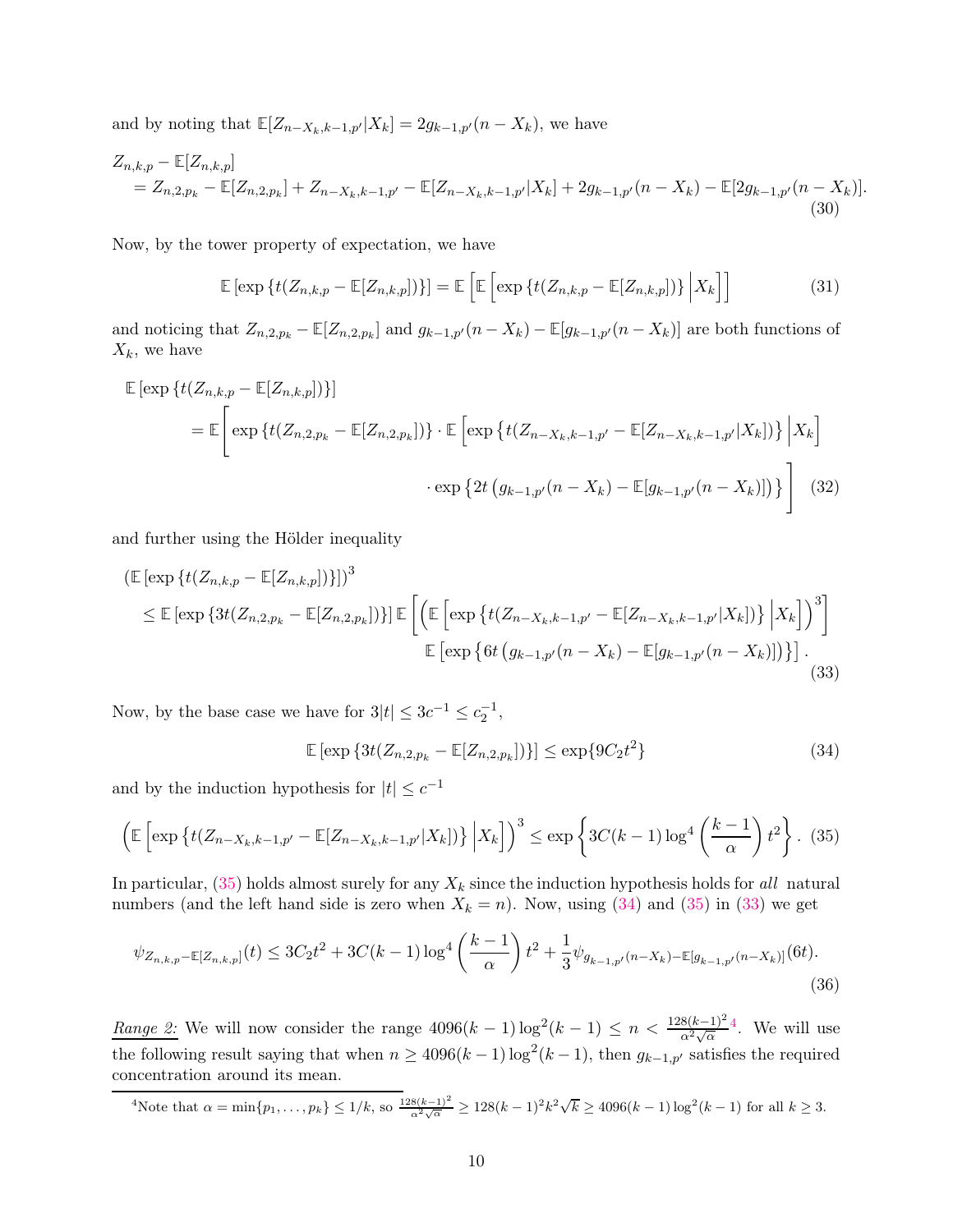and by noting that $\mathbb{E}[Z_{n-X_k,k-1,p'}|X_k] = 2g_{k-1,p'}(n-X_k)$, we have

$$
\begin{aligned}
&Z_{n,k,p} - \mathbb{E}[Z_{n,k,p}] \\
&\quad = Z_{n,2,p_k} - \mathbb{E}[Z_{n,2,p_k}] + Z_{n-X_k,k-1,p'} - \mathbb{E}[Z_{n-X_k,k-1,p'}|X_k] + 2g_{k-1,p'}(n-X_k) - \mathbb{E}[2g_{k-1,p'}(n-X_k)].
\end{aligned} \tag{30}
$$

Now, by the tower property of expectation, we have

$$
\mathbb{E}\left[\exp\left\{t(Z_{n,k,p} - \mathbb{E}[Z_{n,k,p}])\right\}\right] = \mathbb{E}\left[\mathbb{E}\left[\exp\left\{t(Z_{n,k,p} - \mathbb{E}[Z_{n,k,p}])\right\}\Big|X_k\right]\right] \tag{31}
$$

and noticing that $Z_{n,2,p_k} - \mathbb{E}[Z_{n,2,p_k}]$ and $g_{k-1,p'}(n-X_k) - \mathbb{E}[g_{k-1,p'}(n-X_k)]$ are both functions of $X_k$, we have

$$
\begin{aligned}
&\mathbb{E}\left[\exp\left\{t(Z_{n,k,p} - \mathbb{E}[Z_{n,k,p}])\right\}\right] \\
&\quad = \mathbb{E}\Bigg[\exp\left\{t(Z_{n,2,p_k} - \mathbb{E}[Z_{n,2,p_k}])\right\} \cdot \mathbb{E}\left[\exp\left\{t(Z_{n-X_k,k-1,p'} - \mathbb{E}[Z_{n-X_k,k-1,p'}|X_k])\right\}\Big|X_k\right] \\
&\qquad\qquad \cdot \exp\left\{2t\left(g_{k-1,p'}(n-X_k) - \mathbb{E}[g_{k-1,p'}(n-X_k)]\right)\right\}\Bigg]
\end{aligned} \tag{32}
$$

and further using the Hölder inequality

$$
\begin{aligned}
&\left(\mathbb{E}\left[\exp\left\{t(Z_{n,k,p} - \mathbb{E}[Z_{n,k,p}])\right\}\right]\right)^3 \\
&\quad \le \mathbb{E}\left[\exp\left\{3t(Z_{n,2,p_k} - \mathbb{E}[Z_{n,2,p_k}])\right\}\right] \mathbb{E}\left[\left(\mathbb{E}\left[\exp\left\{t(Z_{n-X_k,k-1,p'} - \mathbb{E}[Z_{n-X_k,k-1,p'}|X_k])\right\}\Big|X_k\right]\right)^3\right] \\
&\qquad\qquad \mathbb{E}\left[\exp\left\{6t\left(g_{k-1,p'}(n-X_k) - \mathbb{E}[g_{k-1,p'}(n-X_k)]\right)\right\}\right].
\end{aligned} \tag{33}
$$

Now, by the base case we have for $3|t| \le 3c^{-1} \le c_2^{-1}$,

$$
\mathbb{E}\left[\exp\left\{3t(Z_{n,2,p_k} - \mathbb{E}[Z_{n,2,p_k}])\right\}\right] \le \exp\{9C_2 t^2\} \tag{34}
$$

and by the induction hypothesis for $|t| \le c^{-1}$

$$
\left(\mathbb{E}\left[\exp\left\{t(Z_{n-X_k,k-1,p'} - \mathbb{E}[Z_{n-X_k,k-1,p'}|X_k])\right\}\Big|X_k\right]\right)^3 \le \exp\left\{3C(k-1)\log^4\left(\frac{k-1}{\alpha}\right)t^2\right\}. \tag{35}
$$

In particular, (35) holds almost surely for any $X_k$ since the induction hypothesis holds for *all* natural numbers (and the left hand side is zero when $X_k = n$). Now, using (34) and (35) in (33) we get

$$
\psi_{Z_{n,k,p}-\mathbb{E}[Z_{n,k,p}]}(t) \le 3C_2t^2 + 3C(k-1)\log^4\left(\frac{k-1}{\alpha}\right)t^2 + \frac{1}{3}\psi_{g_{k-1,p'}(n-X_k)-\mathbb{E}[g_{k-1,p'}(n-X_k)]}(6t). \tag{36}
$$

*Range 2:* We will now consider the range $4096(k-1)\log^2(k-1) \le n < \frac{128(k-1)^2}{\alpha^2\sqrt{\alpha}}$[4]. We will use the following result saying that when $n \ge 4096(k-1)\log^2(k-1)$, then $g_{k-1,p'}$ satisfies the required concentration around its mean.

[4] Note that $\alpha = \min\{p_1, \ldots, p_k\} \le 1/k$, so $\frac{128(k-1)^2}{\alpha^2\sqrt{\alpha}} \ge 128(k-1)^2k^2\sqrt{k} \ge 4096(k-1)\log^2(k-1)$ for all $k \ge 3$.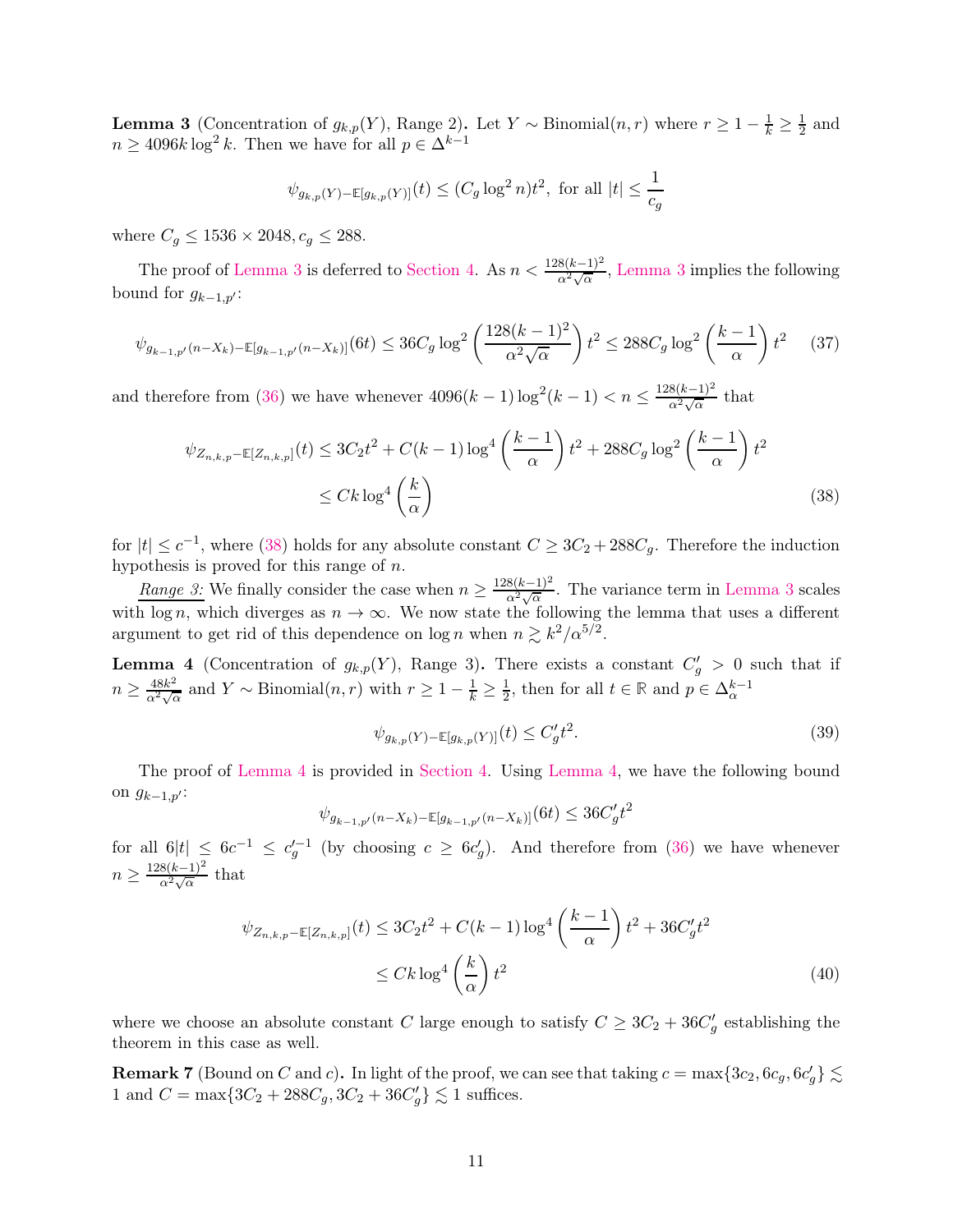**Lemma 3** (Concentration of $g_{k,p}(Y)$, Range 2)**.** Let $Y \sim \text{Binomial}(n, r)$ where $r \geq 1 - \frac{1}{k} \geq \frac{1}{2}$ and $n \geq 4096k \log^2 k$. Then we have for all $p \in \Delta^{k-1}$

$$\psi_{g_{k,p}(Y)-\mathbb{E}[g_{k,p}(Y)]}(t) \leq (C_g \log^2 n)t^2, \text{ for all } |t| \leq \frac{1}{c_g}$$

where $C_g \leq 1536 \times 2048, c_g \leq 288$.

The proof of Lemma 3 is deferred to Section 4. As $n < \frac{128(k-1)^2}{\alpha^2\sqrt{\alpha}}$, Lemma 3 implies the following bound for $g_{k-1,p'}$:

$$\psi_{g_{k-1,p'}(n-X_k)-\mathbb{E}[g_{k-1,p'}(n-X_k)]}(6t) \leq 36C_g \log^2\left(\frac{128(k-1)^2}{\alpha^2\sqrt{\alpha}}\right)t^2 \leq 288C_g \log^2\left(\frac{k-1}{\alpha}\right)t^2 \tag{37}$$

and therefore from (36) we have whenever $4096(k-1)\log^2(k-1) < n \leq \frac{128(k-1)^2}{\alpha^2\sqrt{\alpha}}$ that

$$\begin{aligned}
\psi_{Z_{n,k,p}-\mathbb{E}[Z_{n,k,p}]}(t) &\leq 3C_2t^2 + C(k-1)\log^4\left(\frac{k-1}{\alpha}\right)t^2 + 288C_g \log^2\left(\frac{k-1}{\alpha}\right)t^2 \\
&\leq Ck\log^4\left(\frac{k}{\alpha}\right)
\end{aligned} \tag{38}$$

for $|t| \leq c^{-1}$, where (38) holds for any absolute constant $C \geq 3C_2 + 288C_g$. Therefore the induction hypothesis is proved for this range of $n$.

_Range 3:_ We finally consider the case when $n \geq \frac{128(k-1)^2}{\alpha^2\sqrt{\alpha}}$. The variance term in Lemma 3 scales with $\log n$, which diverges as $n \to \infty$. We now state the following the lemma that uses a different argument to get rid of this dependence on $\log n$ when $n \gtrsim k^2/\alpha^{5/2}$.

**Lemma 4** (Concentration of $g_{k,p}(Y)$, Range 3)**.** There exists a constant $C_g' > 0$ such that if $n \geq \frac{48k^2}{\alpha^2\sqrt{\alpha}}$ and $Y \sim \text{Binomial}(n, r)$ with $r \geq 1 - \frac{1}{k} \geq \frac{1}{2}$, then for all $t \in \mathbb{R}$ and $p \in \Delta_\alpha^{k-1}$

$$\psi_{g_{k,p}(Y)-\mathbb{E}[g_{k,p}(Y)]}(t) \leq C_g't^2. \tag{39}$$

The proof of Lemma 4 is provided in Section 4. Using Lemma 4, we have the following bound on $g_{k-1,p'}$:

$$\psi_{g_{k-1,p'}(n-X_k)-\mathbb{E}[g_{k-1,p'}(n-X_k)]}(6t) \leq 36C_g't^2$$

for all $6|t| \leq 6c^{-1} \leq c_g'^{-1}$ (by choosing $c \geq 6c_g'$). And therefore from (36) we have whenever $n \geq \frac{128(k-1)^2}{\alpha^2\sqrt{\alpha}}$ that

$$\begin{aligned}
\psi_{Z_{n,k,p}-\mathbb{E}[Z_{n,k,p}]}(t) &\leq 3C_2t^2 + C(k-1)\log^4\left(\frac{k-1}{\alpha}\right)t^2 + 36C_g't^2 \\
&\leq Ck\log^4\left(\frac{k}{\alpha}\right)t^2
\end{aligned} \tag{40}$$

where we choose an absolute constant $C$ large enough to satisfy $C \geq 3C_2 + 36C_g'$ establishing the theorem in this case as well.

**Remark 7** (Bound on $C$ and $c$)**.** In light of the proof, we can see that taking $c = \max\{3c_2, 6c_g, 6c_g'\} \lesssim 1$ and $C = \max\{3C_2 + 288C_g, 3C_2 + 36C_g'\} \lesssim 1$ suffices.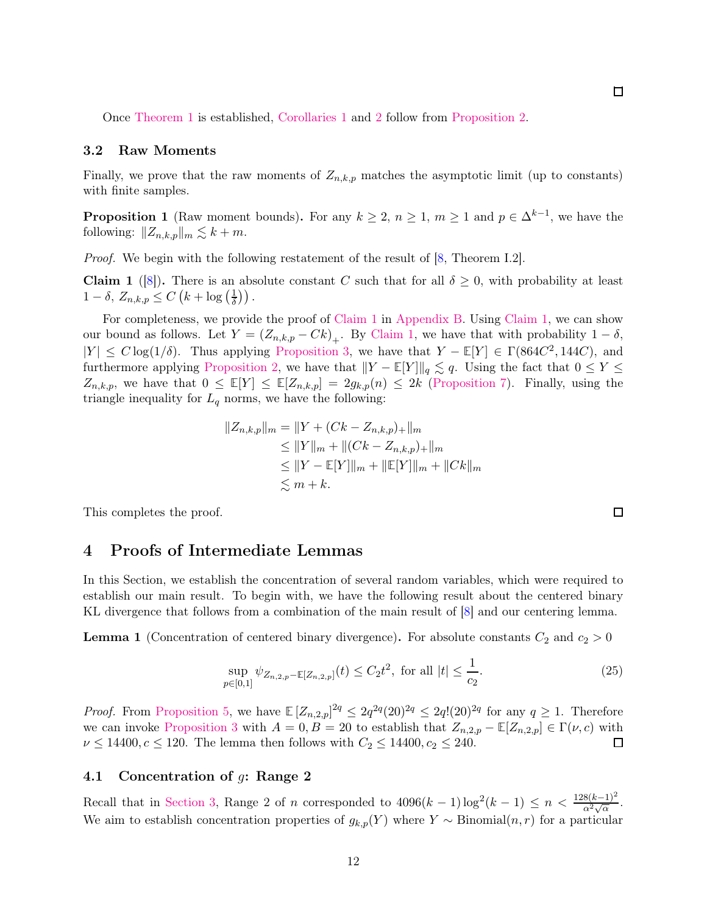□

Once Theorem 1 is established, Corollaries 1 and 2 follow from Proposition 2.

### 3.2 Raw Moments

Finally, we prove that the raw moments of $Z_{n,k,p}$ matches the asymptotic limit (up to constants) with finite samples.

**Proposition 1** (Raw moment bounds)**.** For any $k \geq 2$, $n \geq 1$, $m \geq 1$ and $p \in \Delta^{k-1}$, we have the following: $\|Z_{n,k,p}\|_m \lesssim k + m$.

*Proof.* We begin with the following restatement of the result of [8, Theorem I.2].

**Claim 1** ([8])**.** There is an absolute constant $C$ such that for all $\delta \geq 0$, with probability at least $1 - \delta$, $Z_{n,k,p} \leq C\left(k + \log\left(\frac{1}{\delta}\right)\right)$.

For completeness, we provide the proof of Claim 1 in Appendix B. Using Claim 1, we can show our bound as follows. Let $Y = \left(Z_{n,k,p} - Ck\right)_+$. By Claim 1, we have that with probability $1 - \delta$, $|Y| \leq C\log(1/\delta)$. Thus applying Proposition 3, we have that $Y - \mathbb{E}[Y] \in \Gamma(864C^2, 144C)$, and furthermore applying Proposition 2, we have that $\|Y - \mathbb{E}[Y]\|_q \lesssim q$. Using the fact that $0 \leq Y \leq Z_{n,k,p}$, we have that $0 \leq \mathbb{E}[Y] \leq \mathbb{E}[Z_{n,k,p}] = 2g_{k,p}(n) \leq 2k$ (Proposition 7). Finally, using the triangle inequality for $L_q$ norms, we have the following:

$$
\begin{aligned}
\|Z_{n,k,p}\|_m &= \|Y + (Ck - Z_{n,k,p})_+\|_m \\
&\leq \|Y\|_m + \|(Ck - Z_{n,k,p})_+\|_m \\
&\leq \|Y - \mathbb{E}[Y]\|_m + \|\mathbb{E}[Y]\|_m + \|Ck\|_m \\
&\lesssim m + k.
\end{aligned}
$$

This completes the proof. □

## 4 Proofs of Intermediate Lemmas

In this Section, we establish the concentration of several random variables, which were required to establish our main result. To begin with, we have the following result about the centered binary KL divergence that follows from a combination of the main result of [8] and our centering lemma.

**Lemma 1** (Concentration of centered binary divergence)**.** For absolute constants $C_2$ and $c_2 > 0$

$$
\sup_{p \in [0,1]} \psi_{Z_{n,2,p} - \mathbb{E}[Z_{n,2,p}]}(t) \leq C_2 t^2, \text{ for all } |t| \leq \frac{1}{c_2}. \tag{25}
$$

*Proof.* From Proposition 5, we have $\mathbb{E}\left[Z_{n,2,p}\right]^{2q} \leq 2q^{2q}(20)^{2q} \leq 2q!(20)^{2q}$ for any $q \geq 1$. Therefore we can invoke Proposition 3 with $A = 0, B = 20$ to establish that $Z_{n,2,p} - \mathbb{E}[Z_{n,2,p}] \in \Gamma(\nu, c)$ with $\nu \leq 14400, c \leq 120$. The lemma then follows with $C_2 \leq 14400, c_2 \leq 240$. □

### 4.1 Concentration of $g$: Range 2

Recall that in Section 3, Range 2 of $n$ corresponded to $4096(k-1)\log^2(k-1) \leq n < \frac{128(k-1)^2}{\alpha^2\sqrt{\alpha}}$. We aim to establish concentration properties of $g_{k,p}(Y)$ where $Y \sim \text{Binomial}(n, r)$ for a particular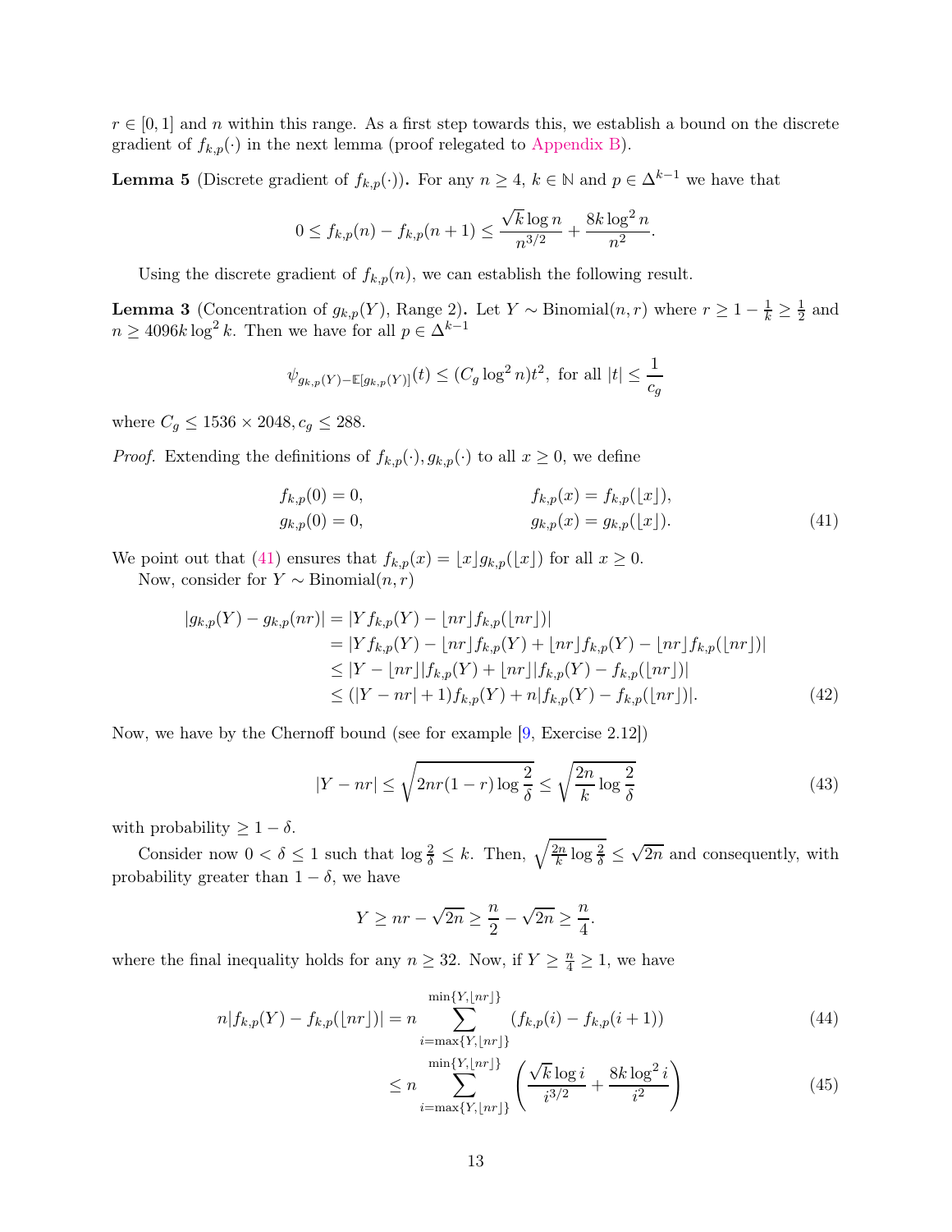$r \in [0, 1]$ and $n$ within this range. As a first step towards this, we establish a bound on the discrete gradient of $f_{k,p}(\cdot)$ in the next lemma (proof relegated to Appendix B).

**Lemma 5** (Discrete gradient of $f_{k,p}(\cdot)$)**.** For any $n \geq 4$, $k \in \mathbb{N}$ and $p \in \Delta^{k-1}$ we have that

$$0 \leq f_{k,p}(n) - f_{k,p}(n+1) \leq \frac{\sqrt{k}\log n}{n^{3/2}} + \frac{8k\log^2 n}{n^2}.$$

Using the discrete gradient of $f_{k,p}(n)$, we can establish the following result.

**Lemma 3** (Concentration of $g_{k,p}(Y)$, Range 2)**.** Let $Y \sim \text{Binomial}(n, r)$ where $r \geq 1 - \frac{1}{k} \geq \frac{1}{2}$ and $n \geq 4096k\log^2 k$. Then we have for all $p \in \Delta^{k-1}$

$$\psi_{g_{k,p}(Y)-\mathbb{E}[g_{k,p}(Y)]}(t) \leq (C_g \log^2 n)t^2, \text{ for all } |t| \leq \frac{1}{c_g}$$

where $C_g \leq 1536 \times 2048, c_g \leq 288$.

*Proof.* Extending the definitions of $f_{k,p}(\cdot), g_{k,p}(\cdot)$ to all $x \geq 0$, we define

$$\begin{aligned}
f_{k,p}(0) &= 0, & f_{k,p}(x) &= f_{k,p}(\lfloor x \rfloor), \\
g_{k,p}(0) &= 0, & g_{k,p}(x) &= g_{k,p}(\lfloor x \rfloor).
\end{aligned} \tag{41}$$

We point out that (41) ensures that $f_{k,p}(x) = \lfloor x \rfloor g_{k,p}(\lfloor x \rfloor)$ for all $x \geq 0$.

Now, consider for $Y \sim \text{Binomial}(n, r)$

$$\begin{aligned}
|g_{k,p}(Y) - g_{k,p}(nr)| &= |Yf_{k,p}(Y) - \lfloor nr \rfloor f_{k,p}(\lfloor nr \rfloor)| \\
&= |Yf_{k,p}(Y) - \lfloor nr \rfloor f_{k,p}(Y) + \lfloor nr \rfloor f_{k,p}(Y) - \lfloor nr \rfloor f_{k,p}(\lfloor nr \rfloor)| \\
&\leq |Y - \lfloor nr \rfloor||f_{k,p}(Y) + \lfloor nr \rfloor||f_{k,p}(Y) - f_{k,p}(\lfloor nr \rfloor)| \\
&\leq (|Y - nr| + 1)f_{k,p}(Y) + n|f_{k,p}(Y) - f_{k,p}(\lfloor nr \rfloor)|.
\end{aligned} \tag{42}$$

Now, we have by the Chernoff bound (see for example [9, Exercise 2.12])

$$|Y - nr| \leq \sqrt{2nr(1-r)\log\frac{2}{\delta}} \leq \sqrt{\frac{2n}{k}\log\frac{2}{\delta}} \tag{43}$$

with probability $\geq 1 - \delta$.

Consider now $0 < \delta \leq 1$ such that $\log\frac{2}{\delta} \leq k$. Then, $\sqrt{\frac{2n}{k}\log\frac{2}{\delta}} \leq \sqrt{2n}$ and consequently, with probability greater than $1 - \delta$, we have

$$Y \geq nr - \sqrt{2n} \geq \frac{n}{2} - \sqrt{2n} \geq \frac{n}{4}.$$

where the final inequality holds for any $n \geq 32$. Now, if $Y \geq \frac{n}{4} \geq 1$, we have

$$\begin{aligned}
n|f_{k,p}(Y) - f_{k,p}(\lfloor nr \rfloor)| &= n \sum_{i=\max\{Y, \lfloor nr \rfloor\}}^{\min\{Y, \lfloor nr \rfloor\}} (f_{k,p}(i) - f_{k,p}(i+1)) & (44) \\
&\leq n \sum_{i=\max\{Y, \lfloor nr \rfloor\}}^{\min\{Y, \lfloor nr \rfloor\}} \left(\frac{\sqrt{k}\log i}{i^{3/2}} + \frac{8k\log^2 i}{i^2}\right) & (45)
\end{aligned}$$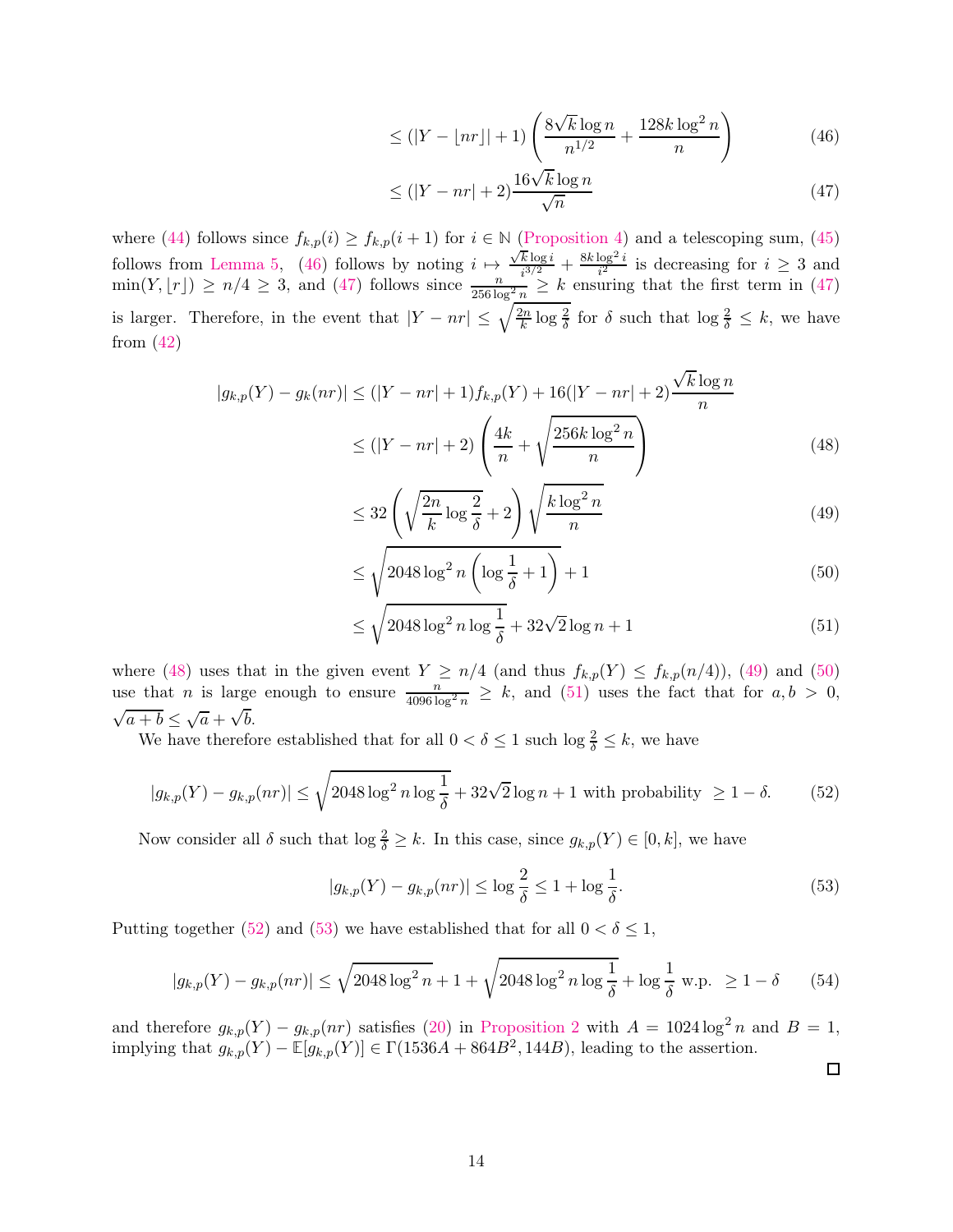$$\leq (|Y - \lfloor nr \rfloor| + 1) \left( \frac{8\sqrt{k} \log n}{n^{1/2}} + \frac{128k \log^2 n}{n} \right) \tag{46}$$

$$\leq (|Y - nr| + 2) \frac{16\sqrt{k} \log n}{\sqrt{n}} \tag{47}$$

where (44) follows since $f_{k,p}(i) \geq f_{k,p}(i+1)$ for $i \in \mathbb{N}$ (Proposition 4) and a telescoping sum, (45) follows from Lemma 5, (46) follows by noting $i \mapsto \frac{\sqrt{k} \log i}{i^{3/2}} + \frac{8k \log^2 i}{i^2}$ is decreasing for $i \geq 3$ and $\min(Y, \lfloor r \rfloor) \geq n/4 \geq 3$, and (47) follows since $\frac{n}{256 \log^2 n} \geq k$ ensuring that the first term in (47) is larger. Therefore, in the event that $|Y - nr| \leq \sqrt{\frac{2n}{k} \log \frac{2}{\delta}}$ for $\delta$ such that $\log \frac{2}{\delta} \leq k$, we have from (42)

$$|g_{k,p}(Y) - g_k(nr)| \leq (|Y - nr| + 1) f_{k,p}(Y) + 16(|Y - nr| + 2) \frac{\sqrt{k} \log n}{n}$$

$$\leq (|Y - nr| + 2) \left( \frac{4k}{n} + \sqrt{\frac{256k \log^2 n}{n}} \right) \tag{48}$$

$$\leq 32 \left( \sqrt{\frac{2n}{k} \log \frac{2}{\delta}} + 2 \right) \sqrt{\frac{k \log^2 n}{n}} \tag{49}$$

$$\leq \sqrt{2048 \log^2 n \left( \log \frac{1}{\delta} + 1 \right)} + 1 \tag{50}$$

$$\leq \sqrt{2048 \log^2 n \log \frac{1}{\delta}} + 32\sqrt{2} \log n + 1 \tag{51}$$

where (48) uses that in the given event $Y \geq n/4$ (and thus $f_{k,p}(Y) \leq f_{k,p}(n/4)$), (49) and (50) use that $n$ is large enough to ensure $\frac{n}{4096 \log^2 n} \geq k$, and (51) uses the fact that for $a, b > 0$, $\sqrt{a+b} \leq \sqrt{a} + \sqrt{b}$.

We have therefore established that for all $0 < \delta \leq 1$ such $\log \frac{2}{\delta} \leq k$, we have

$$|g_{k,p}(Y) - g_{k,p}(nr)| \leq \sqrt{2048 \log^2 n \log \frac{1}{\delta}} + 32\sqrt{2} \log n + 1 \text{ with probability } \geq 1 - \delta. \tag{52}$$

Now consider all $\delta$ such that $\log \frac{2}{\delta} \geq k$. In this case, since $g_{k,p}(Y) \in [0, k]$, we have

$$|g_{k,p}(Y) - g_{k,p}(nr)| \leq \log \frac{2}{\delta} \leq 1 + \log \frac{1}{\delta}. \tag{53}$$

Putting together (52) and (53) we have established that for all $0 < \delta \leq 1$,

$$|g_{k,p}(Y) - g_{k,p}(nr)| \leq \sqrt{2048 \log^2 n} + 1 + \sqrt{2048 \log^2 n \log \frac{1}{\delta}} + \log \frac{1}{\delta} \text{ w.p. } \geq 1 - \delta \tag{54}$$

and therefore $g_{k,p}(Y) - g_{k,p}(nr)$ satisfies (20) in Proposition 2 with $A = 1024 \log^2 n$ and $B = 1$, implying that $g_{k,p}(Y) - \mathbb{E}[g_{k,p}(Y)] \in \Gamma(1536A + 864B^2, 144B)$, leading to the assertion.

□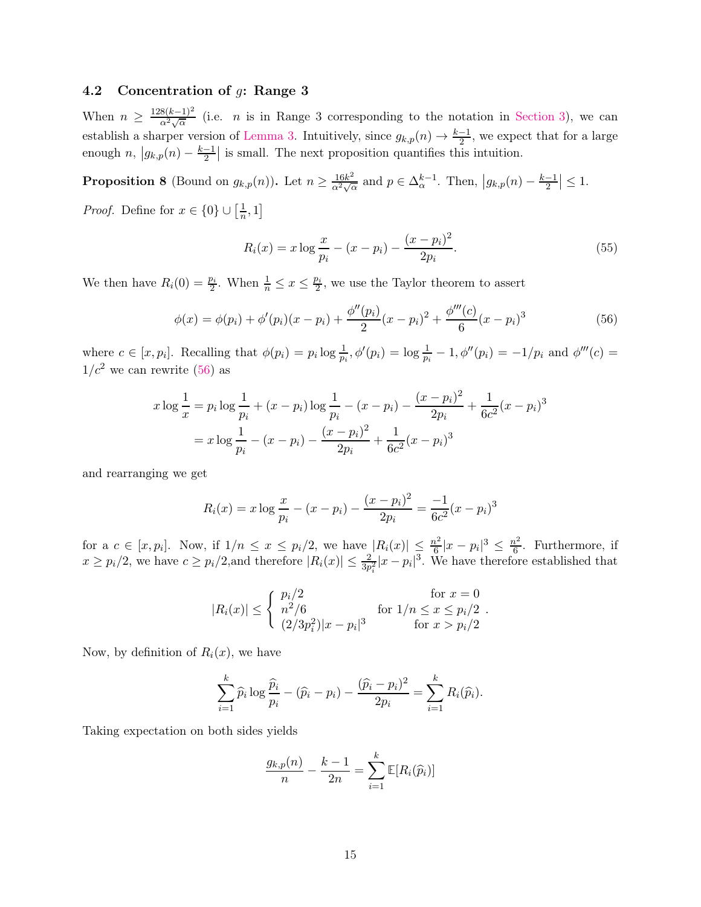### 4.2 Concentration of $g$: Range 3

When $n \geq \frac{128(k-1)^2}{\alpha^2\sqrt{\alpha}}$ (i.e. $n$ is in Range 3 corresponding to the notation in Section 3), we can establish a sharper version of Lemma 3. Intuitively, since $g_{k,p}(n) \to \frac{k-1}{2}$, we expect that for a large enough $n$, $\left|g_{k,p}(n) - \frac{k-1}{2}\right|$ is small. The next proposition quantifies this intuition.

**Proposition 8** (Bound on $g_{k,p}(n)$)**.** Let $n \geq \frac{16k^2}{\alpha^2\sqrt{\alpha}}$ and $p \in \Delta_\alpha^{k-1}$. Then, $\left|g_{k,p}(n) - \frac{k-1}{2}\right| \leq 1$.

*Proof.* Define for $x \in \{0\} \cup \left[\frac{1}{n}, 1\right]$

$$R_i(x) = x \log \frac{x}{p_i} - (x - p_i) - \frac{(x-p_i)^2}{2p_i}. \tag{55}$$

We then have $R_i(0) = \frac{p_i}{2}$. When $\frac{1}{n} \leq x \leq \frac{p_i}{2}$, we use the Taylor theorem to assert

$$\phi(x) = \phi(p_i) + \phi'(p_i)(x - p_i) + \frac{\phi''(p_i)}{2}(x-p_i)^2 + \frac{\phi'''(c)}{6}(x-p_i)^3 \tag{56}$$

where $c \in [x, p_i]$. Recalling that $\phi(p_i) = p_i \log \frac{1}{p_i}$, $\phi'(p_i) = \log \frac{1}{p_i} - 1$, $\phi''(p_i) = -1/p_i$ and $\phi'''(c) = 1/c^2$ we can rewrite (56) as

$$\begin{aligned}
x \log \frac{1}{x} &= p_i \log \frac{1}{p_i} + (x - p_i)\log\frac{1}{p_i} - (x-p_i) - \frac{(x-p_i)^2}{2p_i} + \frac{1}{6c^2}(x-p_i)^3 \\
&= x \log \frac{1}{p_i} - (x-p_i) - \frac{(x-p_i)^2}{2p_i} + \frac{1}{6c^2}(x-p_i)^3
\end{aligned}$$

and rearranging we get

$$R_i(x) = x \log \frac{x}{p_i} - (x-p_i) - \frac{(x-p_i)^2}{2p_i} = \frac{-1}{6c^2}(x-p_i)^3$$

for a $c \in [x, p_i]$. Now, if $1/n \leq x \leq p_i/2$, we have $|R_i(x)| \leq \frac{n^2}{6}|x - p_i|^3 \leq \frac{n^2}{6}$. Furthermore, if $x \geq p_i/2$, we have $c \geq p_i/2$,and therefore $|R_i(x)| \leq \frac{2}{3p_i^2}|x-p_i|^3$. We have therefore established that

$$|R_i(x)| \leq \begin{cases} p_i/2 & \text{for } x = 0 \\ n^2/6 & \text{for } 1/n \leq x \leq p_i/2 \\ (2/3p_i^2)|x-p_i|^3 & \text{for } x > p_i/2 \end{cases}.$$

Now, by definition of $R_i(x)$, we have

$$\sum_{i=1}^{k} \widehat{p}_i \log \frac{\widehat{p}_i}{p_i} - (\widehat{p}_i - p_i) - \frac{(\widehat{p}_i - p_i)^2}{2p_i} = \sum_{i=1}^{k} R_i(\widehat{p}_i).$$

Taking expectation on both sides yields

$$\frac{g_{k,p}(n)}{n} - \frac{k-1}{2n} = \sum_{i=1}^{k} \mathbb{E}[R_i(\widehat{p}_i)]$$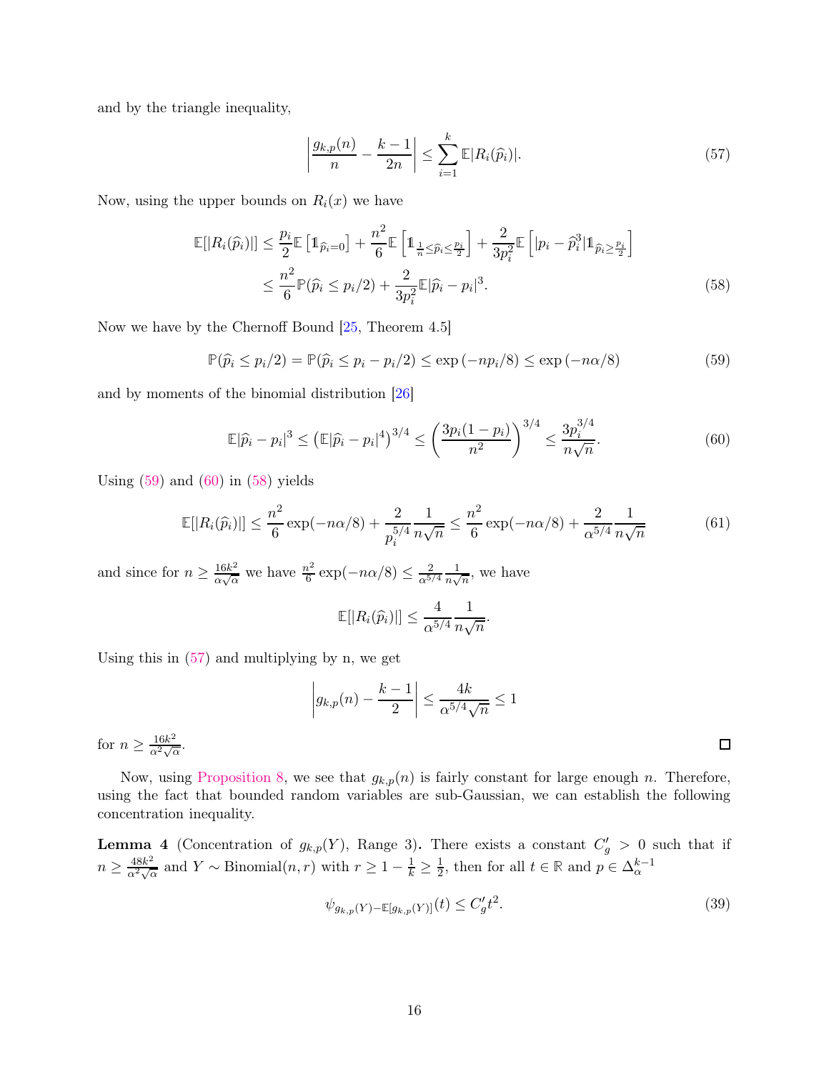and by the triangle inequality,

$$\left|\frac{g_{k,p}(n)}{n} - \frac{k-1}{2n}\right| \le \sum_{i=1}^{k} \mathbb{E}|R_i(\widehat{p}_i)|. \tag{57}$$

Now, using the upper bounds on $R_i(x)$ we have

$$\begin{aligned}\mathbb{E}[|R_i(\widehat{p}_i)|] &\le \frac{p_i}{2}\mathbb{E}\left[\mathbb{1}_{\widehat{p}_i=0}\right] + \frac{n^2}{6}\mathbb{E}\left[\mathbb{1}_{\frac{1}{n}\le \widehat{p}_i \le \frac{p_i}{2}}\right] + \frac{2}{3p_i^2}\mathbb{E}\left[|p_i - \widehat{p}_i^3|\mathbb{1}_{\widehat{p}_i \ge \frac{p_i}{2}}\right] \\ &\le \frac{n^2}{6}\mathbb{P}(\widehat{p}_i \le p_i/2) + \frac{2}{3p_i^2}\mathbb{E}|\widehat{p}_i - p_i|^3. \end{aligned} \tag{58}$$

Now we have by the Chernoff Bound [25, Theorem 4.5]

$$\mathbb{P}(\widehat{p}_i \le p_i/2) = \mathbb{P}(\widehat{p}_i \le p_i - p_i/2) \le \exp\left(-np_i/8\right) \le \exp\left(-n\alpha/8\right) \tag{59}$$

and by moments of the binomial distribution [26]

$$\mathbb{E}|\widehat{p}_i - p_i|^3 \le \left(\mathbb{E}|\widehat{p}_i - p_i|^4\right)^{3/4} \le \left(\frac{3p_i(1-p_i)}{n^2}\right)^{3/4} \le \frac{3p_i^{3/4}}{n\sqrt{n}}. \tag{60}$$

Using (59) and (60) in (58) yields

$$\mathbb{E}[|R_i(\widehat{p}_i)|] \le \frac{n^2}{6}\exp(-n\alpha/8) + \frac{2}{p_i^{5/4}}\frac{1}{n\sqrt{n}} \le \frac{n^2}{6}\exp(-n\alpha/8) + \frac{2}{\alpha^{5/4}}\frac{1}{n\sqrt{n}} \tag{61}$$

and since for $n \ge \frac{16k^2}{\alpha\sqrt{\alpha}}$ we have $\frac{n^2}{6}\exp(-n\alpha/8) \le \frac{2}{\alpha^{5/4}}\frac{1}{n\sqrt{n}}$, we have

$$\mathbb{E}[|R_i(\widehat{p}_i)|] \le \frac{4}{\alpha^{5/4}}\frac{1}{n\sqrt{n}}.$$

Using this in (57) and multiplying by n, we get

$$\left|g_{k,p}(n) - \frac{k-1}{2}\right| \le \frac{4k}{\alpha^{5/4}\sqrt{n}} \le 1$$

for $n \ge \frac{16k^2}{\alpha^2\sqrt{\alpha}}$. ◻

Now, using Proposition 8, we see that $g_{k,p}(n)$ is fairly constant for large enough $n$. Therefore, using the fact that bounded random variables are sub-Gaussian, we can establish the following concentration inequality.

**Lemma 4** (Concentration of $g_{k,p}(Y)$, Range 3)**.** There exists a constant $C_g' > 0$ such that if $n \ge \frac{48k^2}{\alpha^2\sqrt{\alpha}}$ and $Y \sim \text{Binomial}(n, r)$ with $r \ge 1 - \frac{1}{k} \ge \frac{1}{2}$, then for all $t \in \mathbb{R}$ and $p \in \Delta_\alpha^{k-1}$

$$\psi_{g_{k,p}(Y) - \mathbb{E}[g_{k,p}(Y)]}(t) \le C_g' t^2. \tag{39}$$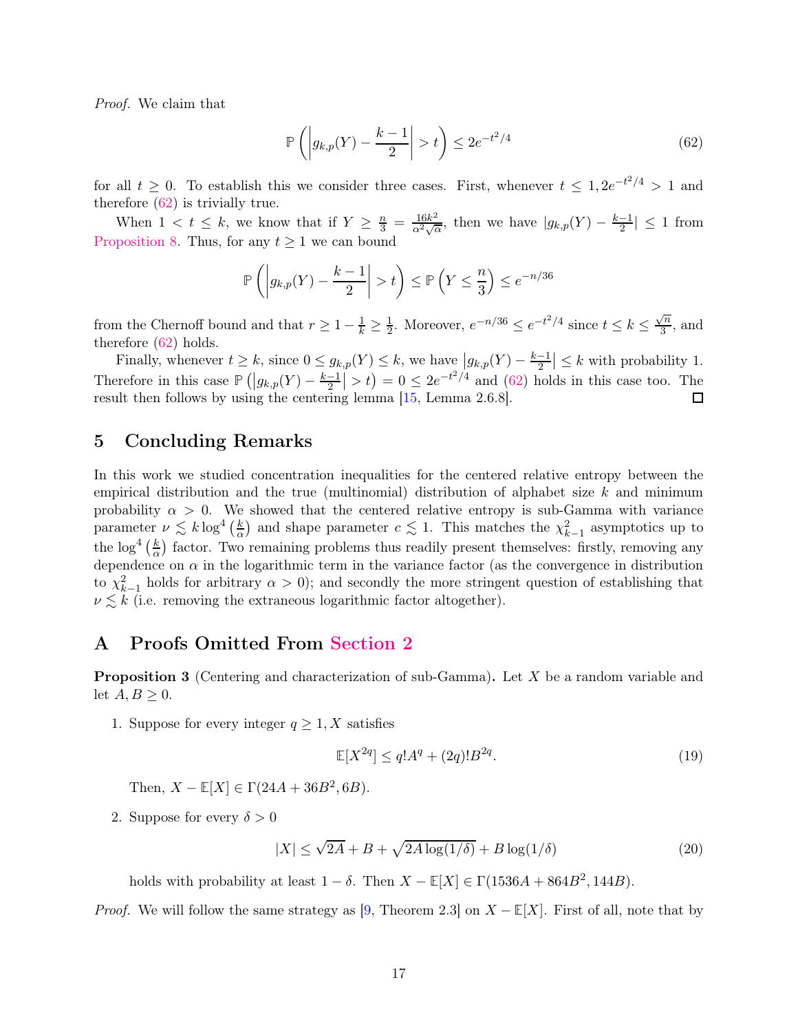*Proof.* We claim that

$$\mathbb{P}\left(\left|g_{k,p}(Y) - \frac{k-1}{2}\right| > t\right) \leq 2e^{-t^2/4} \tag{62}$$

for all $t \geq 0$. To establish this we consider three cases. First, whenever $t \leq 1, 2e^{-t^2/4} > 1$ and therefore (62) is trivially true.

When $1 < t \leq k$, we know that if $Y \geq \frac{n}{3} = \frac{16k^2}{\alpha^2\sqrt{\alpha}}$, then we have $|g_{k,p}(Y) - \frac{k-1}{2}| \leq 1$ from Proposition 8. Thus, for any $t \geq 1$ we can bound

$$\mathbb{P}\left(\left|g_{k,p}(Y) - \frac{k-1}{2}\right| > t\right) \leq \mathbb{P}\left(Y \leq \frac{n}{3}\right) \leq e^{-n/36}$$

from the Chernoff bound and that $r \geq 1 - \frac{1}{k} \geq \frac{1}{2}$. Moreover, $e^{-n/36} \leq e^{-t^2/4}$ since $t \leq k \leq \frac{\sqrt{n}}{3}$, and therefore (62) holds.

Finally, whenever $t \geq k$, since $0 \leq g_{k,p}(Y) \leq k$, we have $\left|g_{k,p}(Y) - \frac{k-1}{2}\right| \leq k$ with probability 1. Therefore in this case $\mathbb{P}\left(\left|g_{k,p}(Y) - \frac{k-1}{2}\right| > t\right) = 0 \leq 2e^{-t^2/4}$ and (62) holds in this case too. The result then follows by using the centering lemma [15, Lemma 2.6.8]. □

## 5 Concluding Remarks

In this work we studied concentration inequalities for the centered relative entropy between the empirical distribution and the true (multinomial) distribution of alphabet size $k$ and minimum probability $\alpha > 0$. We showed that the centered relative entropy is sub-Gamma with variance parameter $\nu \lesssim k \log^4\left(\frac{k}{\alpha}\right)$ and shape parameter $c \lesssim 1$. This matches the $\chi^2_{k-1}$ asymptotics up to the $\log^4\left(\frac{k}{\alpha}\right)$ factor. Two remaining problems thus readily present themselves: firstly, removing any dependence on $\alpha$ in the logarithmic term in the variance factor (as the convergence in distribution to $\chi^2_{k-1}$ holds for arbitrary $\alpha > 0$); and secondly the more stringent question of establishing that $\nu \lesssim k$ (i.e. removing the extraneous logarithmic factor altogether).

## A Proofs Omitted From Section 2

**Proposition 3** (Centering and characterization of sub-Gamma)**.** Let $X$ be a random variable and let $A, B \geq 0$.

1. Suppose for every integer $q \geq 1$, $X$ satisfies

$$\mathbb{E}[X^{2q}] \leq q!A^q + (2q)!B^{2q}. \tag{19}$$

   Then, $X - \mathbb{E}[X] \in \Gamma(24A + 36B^2, 6B)$.

2. Suppose for every $\delta > 0$

$$|X| \leq \sqrt{2A} + B + \sqrt{2A\log(1/\delta)} + B\log(1/\delta) \tag{20}$$

   holds with probability at least $1 - \delta$. Then $X - \mathbb{E}[X] \in \Gamma(1536A + 864B^2, 144B)$.

*Proof.* We will follow the same strategy as [9, Theorem 2.3] on $X - \mathbb{E}[X]$. First of all, note that by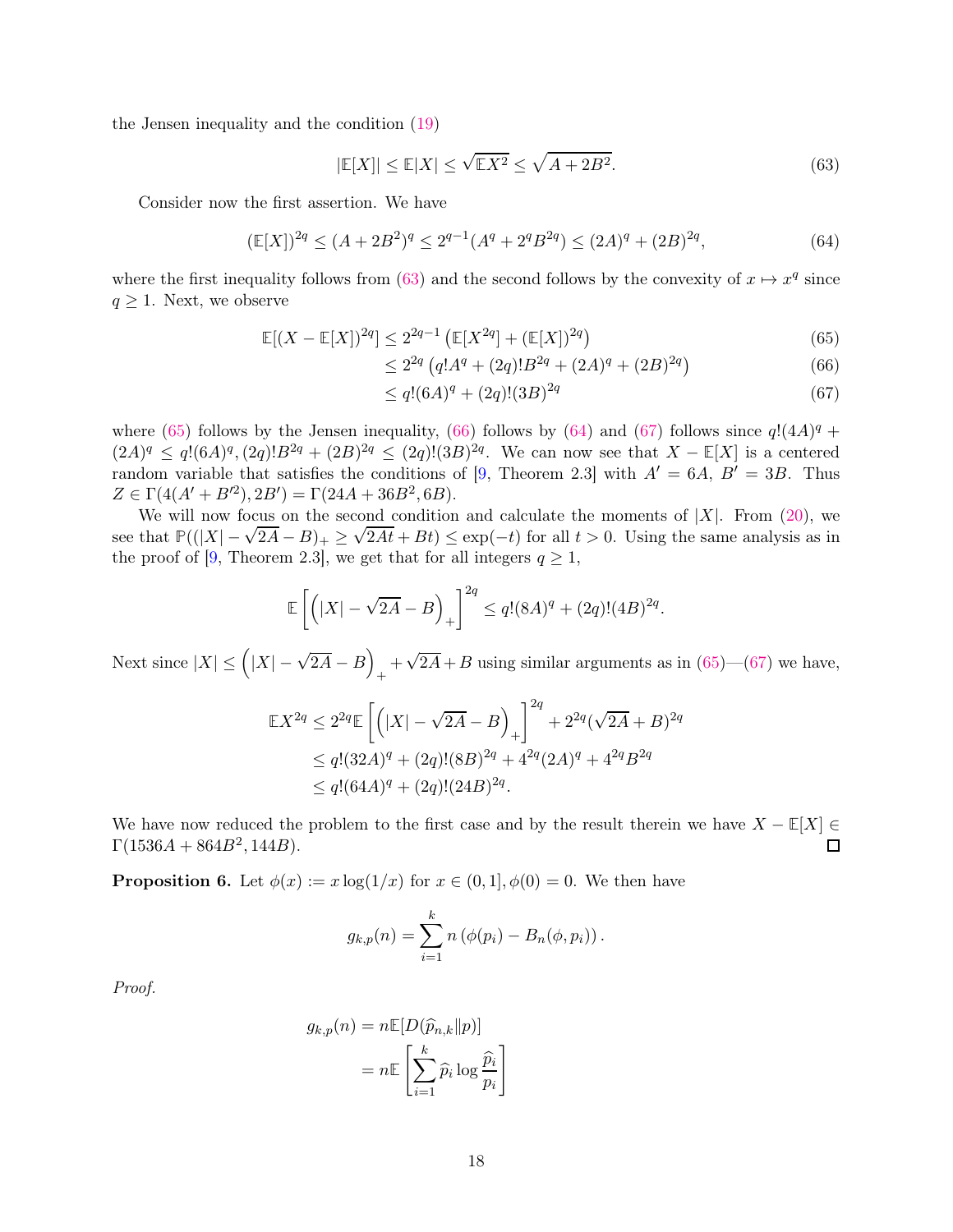the Jensen inequality and the condition (19)

$$|\mathbb{E}[X]| \leq \mathbb{E}|X| \leq \sqrt{\mathbb{E}X^2} \leq \sqrt{A + 2B^2}. \tag{63}$$

Consider now the first assertion. We have

$$(\mathbb{E}[X])^{2q} \leq (A + 2B^2)^q \leq 2^{q-1}(A^q + 2^q B^{2q}) \leq (2A)^q + (2B)^{2q}, \tag{64}$$

where the first inequality follows from (63) and the second follows by the convexity of $x \mapsto x^q$ since $q \geq 1$. Next, we observe

$$\mathbb{E}[(X - \mathbb{E}[X])^{2q}] \leq 2^{2q-1}\left(\mathbb{E}[X^{2q}] + (\mathbb{E}[X])^{2q}\right) \tag{65}$$

$$\leq 2^{2q}\left(q!A^q + (2q)!B^{2q} + (2A)^q + (2B)^{2q}\right) \tag{66}$$

$$\leq q!(6A)^q + (2q)!(3B)^{2q} \tag{67}$$

where (65) follows by the Jensen inequality, (66) follows by (64) and (67) follows since $q!(4A)^q + (2A)^q \leq q!(6A)^q, (2q)!B^{2q} + (2B)^{2q} \leq (2q)!(3B)^{2q}$. We can now see that $X - \mathbb{E}[X]$ is a centered random variable that satisfies the conditions of [9, Theorem 2.3] with $A' = 6A$, $B' = 3B$. Thus $Z \in \Gamma(4(A' + B'^2), 2B') = \Gamma(24A + 36B^2, 6B)$.

We will now focus on the second condition and calculate the moments of $|X|$. From (20), we see that $\mathbb{P}((|X| - \sqrt{2A} - B)_+ \geq \sqrt{2At} + Bt) \leq \exp(-t)$ for all $t > 0$. Using the same analysis as in the proof of [9, Theorem 2.3], we get that for all integers $q \geq 1$,

$$\mathbb{E}\left[\left(|X| - \sqrt{2A} - B\right)_+\right]^{2q} \leq q!(8A)^q + (2q)!(4B)^{2q}.$$

Next since $|X| \leq \left(|X| - \sqrt{2A} - B\right)_+ + \sqrt{2A} + B$ using similar arguments as in (65)—(67) we have,

$$\begin{aligned}
\mathbb{E}X^{2q} &\leq 2^{2q}\mathbb{E}\left[\left(|X| - \sqrt{2A} - B\right)_+\right]^{2q} + 2^{2q}(\sqrt{2A} + B)^{2q} \\
&\leq q!(32A)^q + (2q)!(8B)^{2q} + 4^{2q}(2A)^q + 4^{2q}B^{2q} \\
&\leq q!(64A)^q + (2q)!(24B)^{2q}.
\end{aligned}$$

We have now reduced the problem to the first case and by the result therein we have $X - \mathbb{E}[X] \in \Gamma(1536A + 864B^2, 144B)$. ☐

**Proposition 6.** Let $\phi(x) := x\log(1/x)$ for $x \in (0, 1], \phi(0) = 0$. We then have

$$g_{k,p}(n) = \sum_{i=1}^{k} n\left(\phi(p_i) - B_n(\phi, p_i)\right).$$

*Proof.*

$$\begin{aligned}
g_{k,p}(n) &= n\mathbb{E}[D(\widehat{p}_{n,k}\|p)] \\
&= n\mathbb{E}\left[\sum_{i=1}^{k} \widehat{p}_i \log\frac{\widehat{p}_i}{p_i}\right]
\end{aligned}$$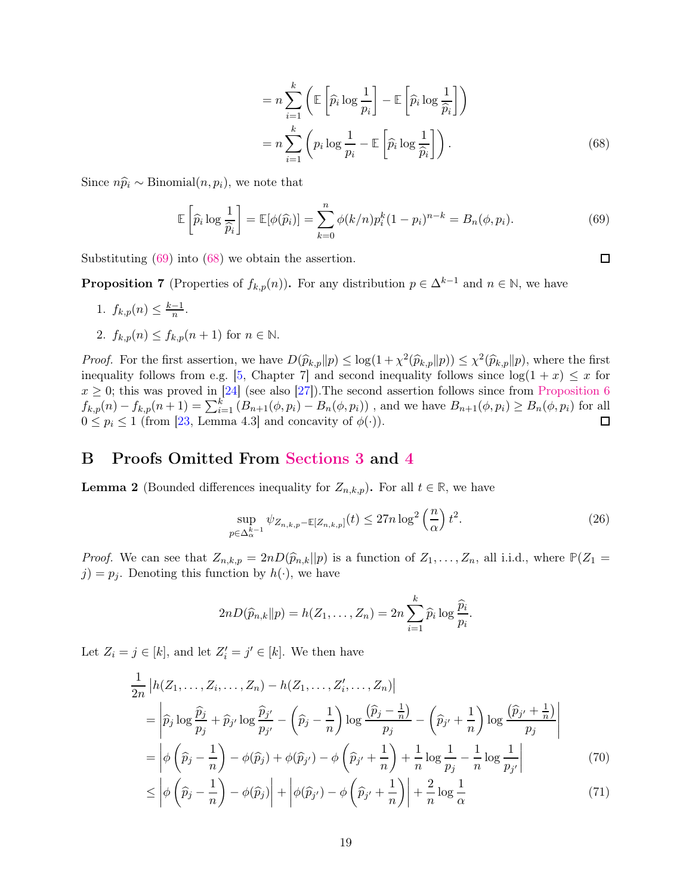$$= n \sum_{i=1}^{k} \left( \mathbb{E}\left[ \widehat{p}_i \log \frac{1}{p_i} \right] - \mathbb{E}\left[ \widehat{p}_i \log \frac{1}{\widehat{p}_i} \right] \right)$$

$$= n \sum_{i=1}^{k} \left( p_i \log \frac{1}{p_i} - \mathbb{E}\left[ \widehat{p}_i \log \frac{1}{\widehat{p}_i} \right] \right). \tag{68}$$

Since $n\widehat{p}_i \sim \text{Binomial}(n, p_i)$, we note that

$$\mathbb{E}\left[ \widehat{p}_i \log \frac{1}{\widehat{p}_i} \right] = \mathbb{E}[\phi(\widehat{p}_i)] = \sum_{k=0}^{n} \phi(k/n) p_i^k (1-p_i)^{n-k} = B_n(\phi, p_i). \tag{69}$$

Substituting (69) into (68) we obtain the assertion. □

**Proposition 7** (Properties of $f_{k,p}(n)$)**.** For any distribution $p \in \Delta^{k-1}$ and $n \in \mathbb{N}$, we have

1. $f_{k,p}(n) \leq \frac{k-1}{n}$.
2. $f_{k,p}(n) \leq f_{k,p}(n+1)$ for $n \in \mathbb{N}$.

*Proof.* For the first assertion, we have $D(\widehat{p}_{k,p} \| p) \leq \log(1 + \chi^2(\widehat{p}_{k,p} \| p)) \leq \chi^2(\widehat{p}_{k,p} \| p)$, where the first inequality follows from e.g. [5, Chapter 7] and second inequality follows since $\log(1+x) \leq x$ for $x \geq 0$; this was proved in [24] (see also [27]).The second assertion follows since from Proposition 6 $f_{k,p}(n) - f_{k,p}(n+1) = \sum_{i=1}^{k} \left( B_{n+1}(\phi, p_i) - B_n(\phi, p_i) \right)$ , and we have $B_{n+1}(\phi, p_i) \geq B_n(\phi, p_i)$ for all $0 \leq p_i \leq 1$ (from [23, Lemma 4.3] and concavity of $\phi(\cdot)$). □

# B Proofs Omitted From Sections 3 and 4

**Lemma 2** (Bounded differences inequality for $Z_{n,k,p}$)**.** For all $t \in \mathbb{R}$, we have

$$\sup_{p \in \Delta_\alpha^{k-1}} \psi_{Z_{n,k,p} - \mathbb{E}[Z_{n,k,p}]}(t) \leq 27n \log^2 \left( \frac{n}{\alpha} \right) t^2. \tag{26}$$

*Proof.* We can see that $Z_{n,k,p} = 2nD(\widehat{p}_{n,k} || p)$ is a function of $Z_1, \ldots, Z_n$, all i.i.d., where $\mathbb{P}(Z_1 = j) = p_j$. Denoting this function by $h(\cdot)$, we have

$$2nD(\widehat{p}_{n,k} \| p) = h(Z_1, \ldots, Z_n) = 2n \sum_{i=1}^{k} \widehat{p}_i \log \frac{\widehat{p}_i}{p_i}.$$

Let $Z_i = j \in [k]$, and let $Z_i' = j' \in [k]$. We then have

$$\frac{1}{2n} \left| h(Z_1, \ldots, Z_i, \ldots, Z_n) - h(Z_1, \ldots, Z_i', \ldots, Z_n) \right|$$

$$= \left| \widehat{p}_j \log \frac{\widehat{p}_j}{p_j} + \widehat{p}_{j'} \log \frac{\widehat{p}_{j'}}{p_{j'}} - \left( \widehat{p}_j - \frac{1}{n} \right) \log \frac{(\widehat{p}_j - \frac{1}{n})}{p_j} - \left( \widehat{p}_{j'} + \frac{1}{n} \right) \log \frac{(\widehat{p}_{j'} + \frac{1}{n})}{p_j} \right|$$

$$= \left| \phi\left( \widehat{p}_j - \frac{1}{n} \right) - \phi(\widehat{p}_j) + \phi(\widehat{p}_{j'}) - \phi\left( \widehat{p}_{j'} + \frac{1}{n} \right) + \frac{1}{n} \log \frac{1}{p_j} - \frac{1}{n} \log \frac{1}{p_{j'}} \right| \tag{70}$$

$$\leq \left| \phi\left( \widehat{p}_j - \frac{1}{n} \right) - \phi(\widehat{p}_j) \right| + \left| \phi(\widehat{p}_{j'}) - \phi\left( \widehat{p}_{j'} + \frac{1}{n} \right) \right| + \frac{2}{n} \log \frac{1}{\alpha} \tag{71}$$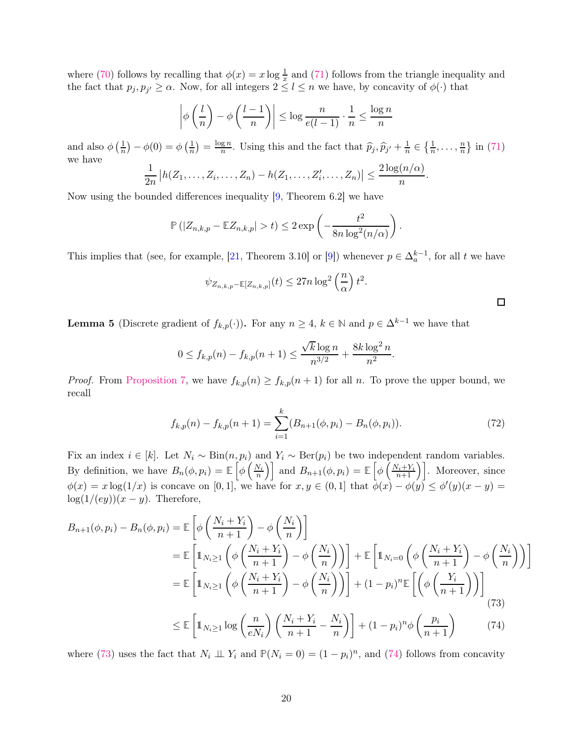where (70) follows by recalling that $\phi(x) = x \log \frac{1}{x}$ and (71) follows from the triangle inequality and the fact that $p_j, p_{j'} \geq \alpha$. Now, for all integers $2 \leq l \leq n$ we have, by concavity of $\phi(\cdot)$ that

$$\left| \phi\left(\frac{l}{n}\right) - \phi\left(\frac{l-1}{n}\right) \right| \leq \log \frac{n}{e(l-1)} \cdot \frac{1}{n} \leq \frac{\log n}{n}$$

and also $\phi\left(\frac{1}{n}\right) - \phi(0) = \phi\left(\frac{1}{n}\right) = \frac{\log n}{n}$. Using this and the fact that $\widehat{p}_j, \widehat{p}_{j'} + \frac{1}{n} \in \left\{\frac{1}{n}, \ldots, \frac{n}{n}\right\}$ in (71) we have

$$\frac{1}{2n} \left| h(Z_1, \ldots, Z_i, \ldots, Z_n) - h(Z_1, \ldots, Z_i', \ldots, Z_n) \right| \leq \frac{2 \log(n/\alpha)}{n}.$$

Now using the bounded differences inequality [9, Theorem 6.2] we have

$$\mathbb{P}\left(|Z_{n,k,p} - \mathbb{E} Z_{n,k,p}| > t\right) \leq 2 \exp\left(-\frac{t^2}{8n \log^2(n/\alpha)}\right).$$

This implies that (see, for example, [21, Theorem 3.10] or [9]) whenever $p \in \Delta_a^{k-1}$, for all $t$ we have

$$\psi_{Z_{n,k,p} - \mathbb{E}[Z_{n,k,p}]}(t) \leq 27 n \log^2\left(\frac{n}{\alpha}\right) t^2.$$

□

**Lemma 5** (Discrete gradient of $f_{k,p}(\cdot)$)**.** For any $n \geq 4$, $k \in \mathbb{N}$ and $p \in \Delta^{k-1}$ we have that

$$0 \leq f_{k,p}(n) - f_{k,p}(n+1) \leq \frac{\sqrt{k} \log n}{n^{3/2}} + \frac{8k \log^2 n}{n^2}.$$

*Proof.* From Proposition 7, we have $f_{k,p}(n) \geq f_{k,p}(n+1)$ for all $n$. To prove the upper bound, we recall

$$f_{k,p}(n) - f_{k,p}(n+1) = \sum_{i=1}^{k} (B_{n+1}(\phi, p_i) - B_n(\phi, p_i)). \tag{72}$$

Fix an index $i \in [k]$. Let $N_i \sim \mathrm{Bin}(n, p_i)$ and $Y_i \sim \mathrm{Ber}(p_i)$ be two independent random variables. By definition, we have $B_n(\phi, p_i) = \mathbb{E}\left[\phi\left(\frac{N_i}{n}\right)\right]$ and $B_{n+1}(\phi, p_i) = \mathbb{E}\left[\phi\left(\frac{N_i + Y_i}{n+1}\right)\right]$. Moreover, since $\phi(x) = x \log(1/x)$ is concave on $[0, 1]$, we have for $x, y \in (0, 1]$ that $\phi(x) - \phi(y) \leq \phi'(y)(x - y) = \log(1/(ey))(x - y)$. Therefore,

$$\begin{aligned}
B_{n+1}(\phi, p_i) - B_n(\phi, p_i) &= \mathbb{E}\left[\phi\left(\frac{N_i + Y_i}{n+1}\right) - \phi\left(\frac{N_i}{n}\right)\right] \\
&= \mathbb{E}\left[\mathbb{1}_{N_i \geq 1}\left(\phi\left(\frac{N_i + Y_i}{n+1}\right) - \phi\left(\frac{N_i}{n}\right)\right)\right] + \mathbb{E}\left[\mathbb{1}_{N_i = 0}\left(\phi\left(\frac{N_i + Y_i}{n+1}\right) - \phi\left(\frac{N_i}{n}\right)\right)\right] \\
&= \mathbb{E}\left[\mathbb{1}_{N_i \geq 1}\left(\phi\left(\frac{N_i + Y_i}{n+1}\right) - \phi\left(\frac{N_i}{n}\right)\right)\right] + (1 - p_i)^n \mathbb{E}\left[\left(\phi\left(\frac{Y_i}{n+1}\right)\right)\right] \qquad (73) \\
&\leq \mathbb{E}\left[\mathbb{1}_{N_i \geq 1} \log\left(\frac{n}{eN_i}\right)\left(\frac{N_i + Y_i}{n+1} - \frac{N_i}{n}\right)\right] + (1 - p_i)^n \phi\left(\frac{p_i}{n+1}\right) \qquad (74)
\end{aligned}$$

where (73) uses the fact that $N_i \perp\!\!\!\perp Y_i$ and $\mathbb{P}(N_i = 0) = (1 - p_i)^n$, and (74) follows from concavity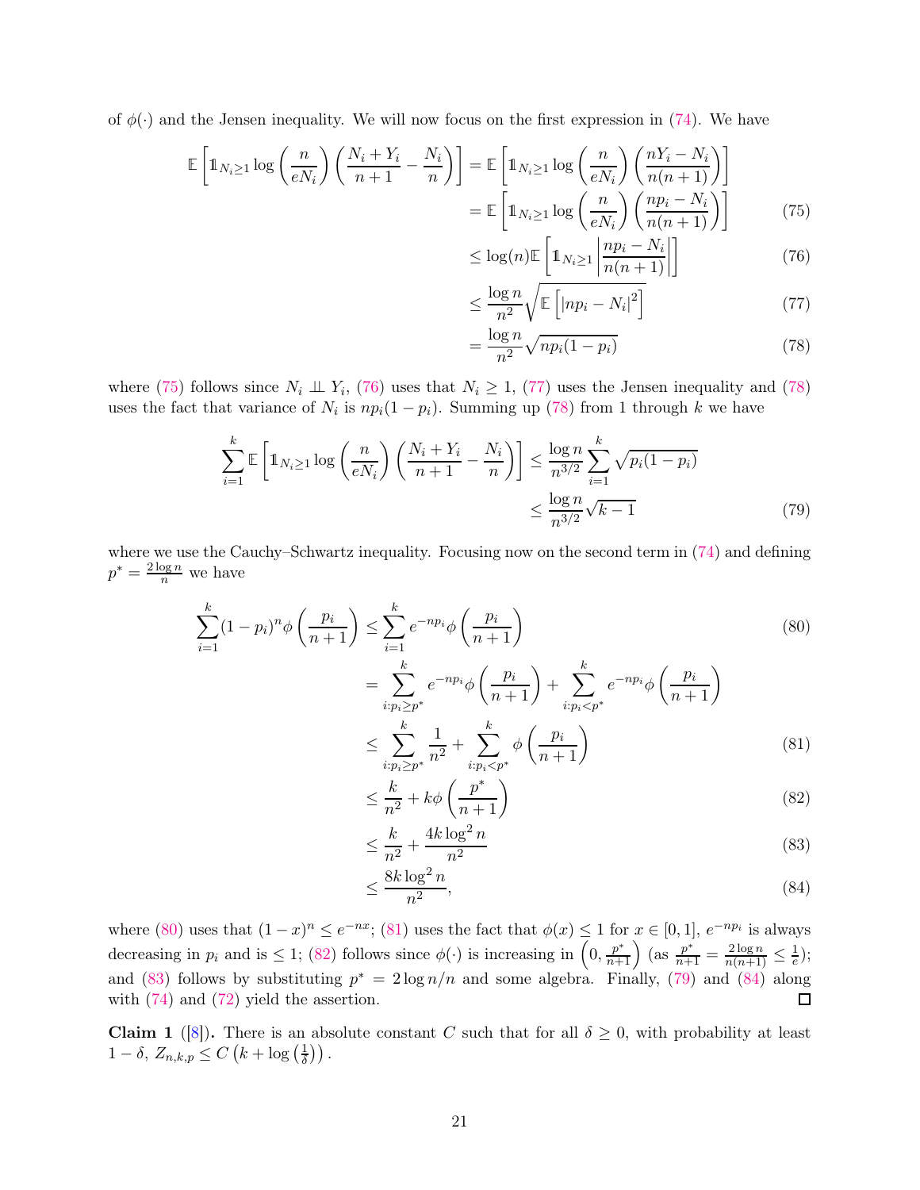of $\phi(\cdot)$ and the Jensen inequality. We will now focus on the first expression in (74). We have

$$
\begin{aligned}
\mathbb{E}\left[\mathbb{1}_{N_i \geq 1} \log\left(\frac{n}{eN_i}\right)\left(\frac{N_i + Y_i}{n+1} - \frac{N_i}{n}\right)\right] &= \mathbb{E}\left[\mathbb{1}_{N_i \geq 1} \log\left(\frac{n}{eN_i}\right)\left(\frac{nY_i - N_i}{n(n+1)}\right)\right] \\
&= \mathbb{E}\left[\mathbb{1}_{N_i \geq 1} \log\left(\frac{n}{eN_i}\right)\left(\frac{np_i - N_i}{n(n+1)}\right)\right] && (75) \\
&\leq \log(n)\mathbb{E}\left[\mathbb{1}_{N_i \geq 1}\left|\frac{np_i - N_i}{n(n+1)}\right|\right] && (76) \\
&\leq \frac{\log n}{n^2}\sqrt{\mathbb{E}\left[\left|np_i - N_i\right|^2\right]} && (77) \\
&= \frac{\log n}{n^2}\sqrt{np_i(1-p_i)} && (78)
\end{aligned}
$$

where (75) follows since $N_i \perp\!\!\!\perp Y_i$, (76) uses that $N_i \geq 1$, (77) uses the Jensen inequality and (78) uses the fact that variance of $N_i$ is $np_i(1-p_i)$. Summing up (78) from 1 through $k$ we have

$$
\begin{aligned}
\sum_{i=1}^{k} \mathbb{E}\left[\mathbb{1}_{N_i \geq 1} \log\left(\frac{n}{eN_i}\right)\left(\frac{N_i + Y_i}{n+1} - \frac{N_i}{n}\right)\right] &\leq \frac{\log n}{n^{3/2}} \sum_{i=1}^{k} \sqrt{p_i(1-p_i)} \\
&\leq \frac{\log n}{n^{3/2}}\sqrt{k-1} && (79)
\end{aligned}
$$

where we use the Cauchy–Schwartz inequality. Focusing now on the second term in (74) and defining $p^* = \frac{2\log n}{n}$ we have

$$
\begin{aligned}
\sum_{i=1}^{k}(1-p_i)^n \phi\left(\frac{p_i}{n+1}\right) &\leq \sum_{i=1}^{k} e^{-np_i}\phi\left(\frac{p_i}{n+1}\right) && (80) \\
&= \sum_{i: p_i \geq p^*}^{k} e^{-np_i}\phi\left(\frac{p_i}{n+1}\right) + \sum_{i: p_i < p^*}^{k} e^{-np_i}\phi\left(\frac{p_i}{n+1}\right) \\
&\leq \sum_{i: p_i \geq p^*}^{k} \frac{1}{n^2} + \sum_{i: p_i < p^*}^{k} \phi\left(\frac{p_i}{n+1}\right) && (81) \\
&\leq \frac{k}{n^2} + k\phi\left(\frac{p^*}{n+1}\right) && (82) \\
&\leq \frac{k}{n^2} + \frac{4k\log^2 n}{n^2} && (83) \\
&\leq \frac{8k\log^2 n}{n^2}, && (84)
\end{aligned}
$$

where (80) uses that $(1-x)^n \leq e^{-nx}$; (81) uses the fact that $\phi(x) \leq 1$ for $x \in [0,1]$, $e^{-np_i}$ is always decreasing in $p_i$ and is $\leq 1$; (82) follows since $\phi(\cdot)$ is increasing in $\left(0, \frac{p^*}{n+1}\right)$ (as $\frac{p^*}{n+1} = \frac{2\log n}{n(n+1)} \leq \frac{1}{e}$); and (83) follows by substituting $p^* = 2\log n/n$ and some algebra. Finally, (79) and (84) along with (74) and (72) yield the assertion. ◻

**Claim 1** ([8])**.** There is an absolute constant $C$ such that for all $\delta \geq 0$, with probability at least $1-\delta$, $Z_{n,k,p} \leq C\left(k + \log\left(\frac{1}{\delta}\right)\right)$.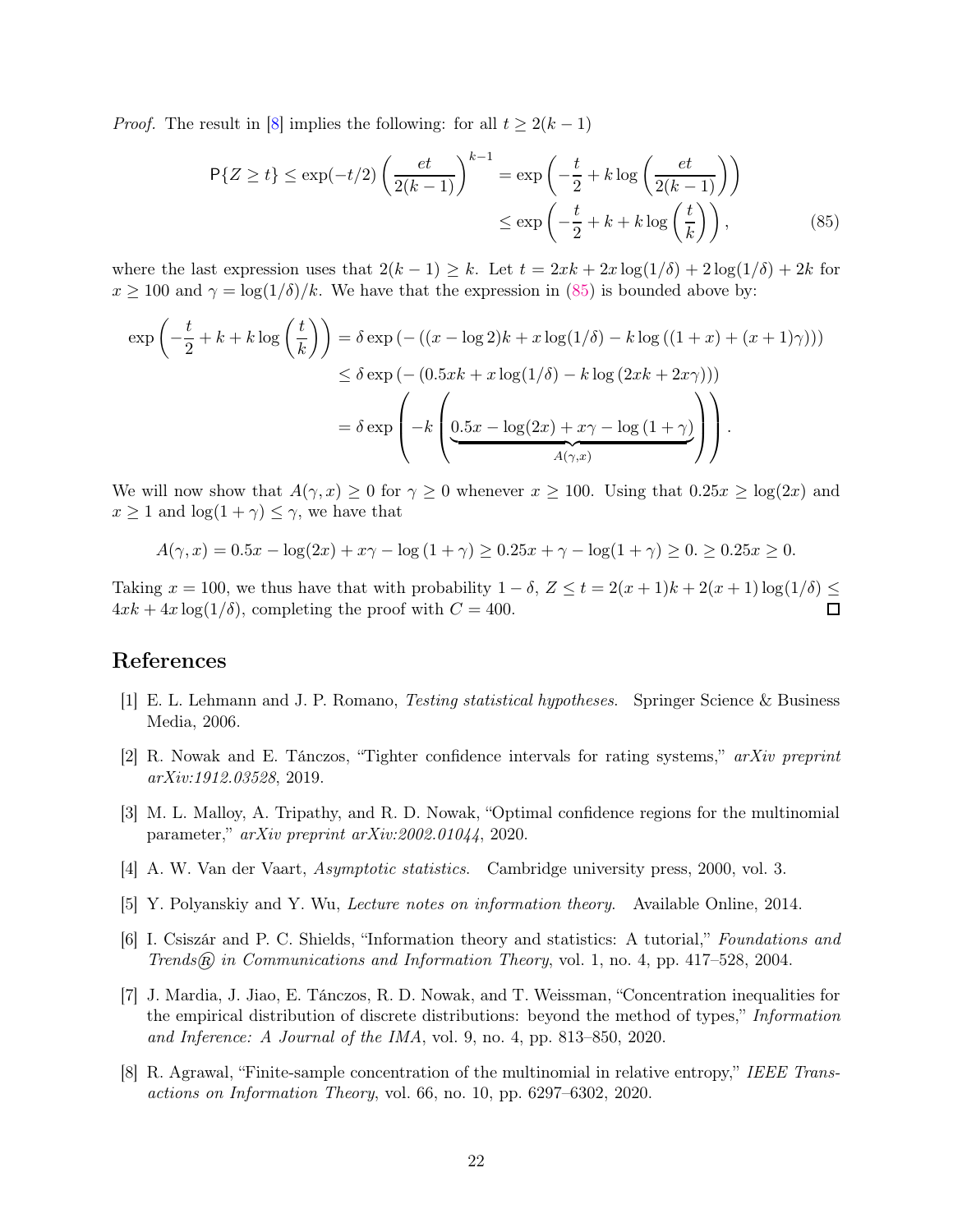*Proof.* The result in [8] implies the following: for all $t \geq 2(k-1)$

$$
\begin{aligned}
\mathsf{P}\{Z \geq t\} \leq \exp(-t/2)\left(\frac{et}{2(k-1)}\right)^{k-1} &= \exp\left(-\frac{t}{2} + k\log\left(\frac{et}{2(k-1)}\right)\right) \\
&\leq \exp\left(-\frac{t}{2} + k + k\log\left(\frac{t}{k}\right)\right), \qquad (85)
\end{aligned}
$$

where the last expression uses that $2(k-1) \geq k$. Let $t = 2xk + 2x\log(1/\delta) + 2\log(1/\delta) + 2k$ for $x \geq 100$ and $\gamma = \log(1/\delta)/k$. We have that the expression in (85) is bounded above by:

$$
\begin{aligned}
\exp\left(-\frac{t}{2} + k + k\log\left(\frac{t}{k}\right)\right) &= \delta\exp\left(-\left((x - \log 2)k + x\log(1/\delta) - k\log\left((1+x) + (x+1)\gamma\right)\right)\right) \\
&\leq \delta\exp\left(-\left(0.5xk + x\log(1/\delta) - k\log\left(2xk + 2x\gamma\right)\right)\right) \\
&= \delta\exp\left(-k\left(\underbrace{0.5x - \log(2x) + x\gamma - \log\left(1+\gamma\right)}_{A(\gamma,x)}\right)\right).
\end{aligned}
$$

We will now show that $A(\gamma, x) \geq 0$ for $\gamma \geq 0$ whenever $x \geq 100$. Using that $0.25x \geq \log(2x)$ and $x \geq 1$ and $\log(1+\gamma) \leq \gamma$, we have that

$$
A(\gamma, x) = 0.5x - \log(2x) + x\gamma - \log\left(1+\gamma\right) \geq 0.25x + \gamma - \log(1+\gamma) \geq 0. \geq 0.25x \geq 0.
$$

Taking $x = 100$, we thus have that with probability $1-\delta$, $Z \leq t = 2(x+1)k + 2(x+1)\log(1/\delta) \leq 4xk + 4x\log(1/\delta)$, completing the proof with $C = 400$. ◻

## References

[1] E. L. Lehmann and J. P. Romano, *Testing statistical hypotheses*. Springer Science & Business Media, 2006.

[2] R. Nowak and E. Tánczos, "Tighter confidence intervals for rating systems," *arXiv preprint arXiv:1912.03528*, 2019.

[3] M. L. Malloy, A. Tripathy, and R. D. Nowak, "Optimal confidence regions for the multinomial parameter," *arXiv preprint arXiv:2002.01044*, 2020.

[4] A. W. Van der Vaart, *Asymptotic statistics*. Cambridge university press, 2000, vol. 3.

[5] Y. Polyanskiy and Y. Wu, *Lecture notes on information theory*. Available Online, 2014.

[6] I. Csiszár and P. C. Shields, "Information theory and statistics: A tutorial," *Foundations and Trends® in Communications and Information Theory*, vol. 1, no. 4, pp. 417–528, 2004.

[7] J. Mardia, J. Jiao, E. Tánczos, R. D. Nowak, and T. Weissman, "Concentration inequalities for the empirical distribution of discrete distributions: beyond the method of types," *Information and Inference: A Journal of the IMA*, vol. 9, no. 4, pp. 813–850, 2020.

[8] R. Agrawal, "Finite-sample concentration of the multinomial in relative entropy," *IEEE Transactions on Information Theory*, vol. 66, no. 10, pp. 6297–6302, 2020.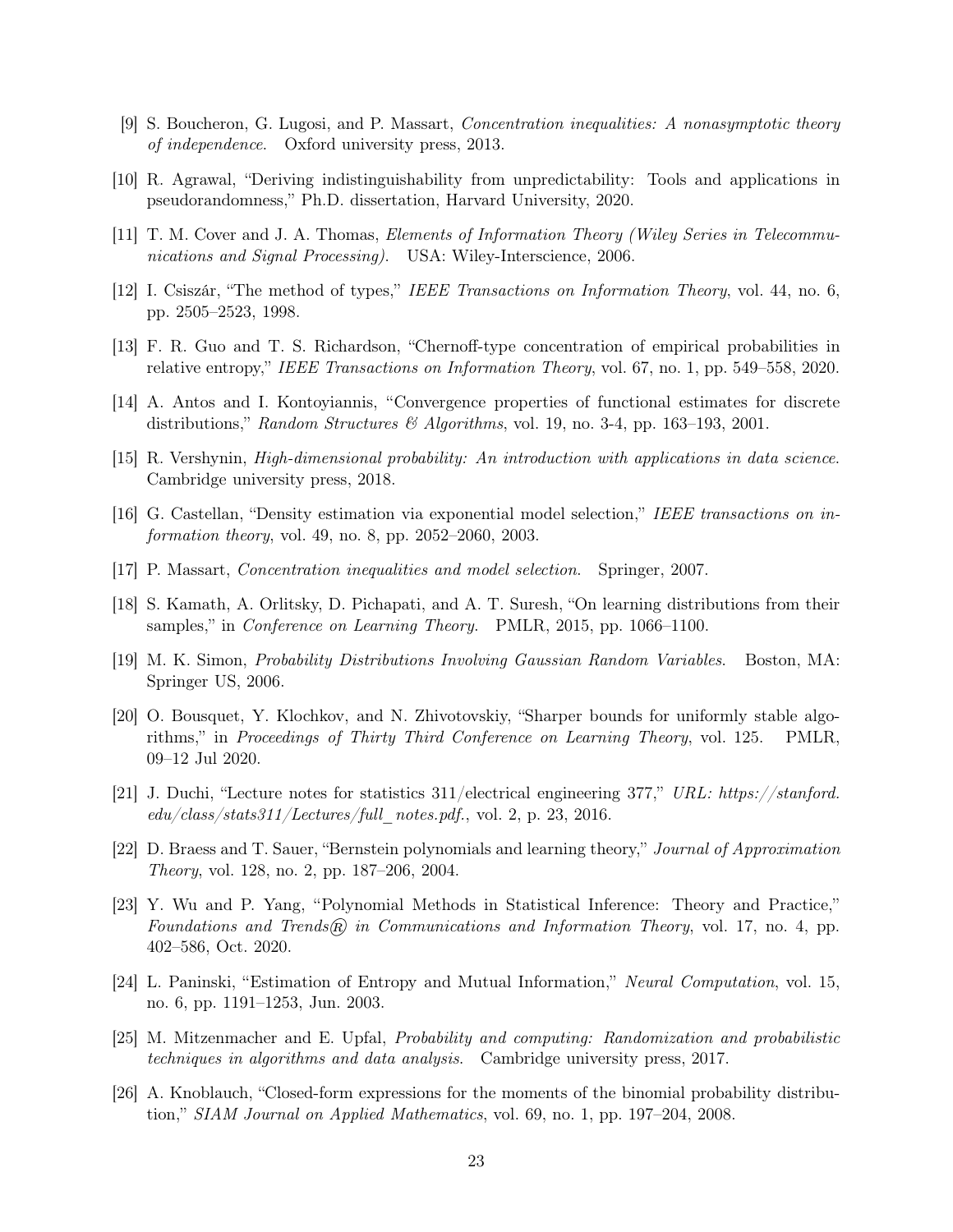[9] S. Boucheron, G. Lugosi, and P. Massart, *Concentration inequalities: A nonasymptotic theory of independence*. Oxford university press, 2013.

[10] R. Agrawal, "Deriving indistinguishability from unpredictability: Tools and applications in pseudorandomness," Ph.D. dissertation, Harvard University, 2020.

[11] T. M. Cover and J. A. Thomas, *Elements of Information Theory (Wiley Series in Telecommunications and Signal Processing)*. USA: Wiley-Interscience, 2006.

[12] I. Csiszár, "The method of types," *IEEE Transactions on Information Theory*, vol. 44, no. 6, pp. 2505–2523, 1998.

[13] F. R. Guo and T. S. Richardson, "Chernoff-type concentration of empirical probabilities in relative entropy," *IEEE Transactions on Information Theory*, vol. 67, no. 1, pp. 549–558, 2020.

[14] A. Antos and I. Kontoyiannis, "Convergence properties of functional estimates for discrete distributions," *Random Structures & Algorithms*, vol. 19, no. 3-4, pp. 163–193, 2001.

[15] R. Vershynin, *High-dimensional probability: An introduction with applications in data science*. Cambridge university press, 2018.

[16] G. Castellan, "Density estimation via exponential model selection," *IEEE transactions on information theory*, vol. 49, no. 8, pp. 2052–2060, 2003.

[17] P. Massart, *Concentration inequalities and model selection*. Springer, 2007.

[18] S. Kamath, A. Orlitsky, D. Pichapati, and A. T. Suresh, "On learning distributions from their samples," in *Conference on Learning Theory*. PMLR, 2015, pp. 1066–1100.

[19] M. K. Simon, *Probability Distributions Involving Gaussian Random Variables*. Boston, MA: Springer US, 2006.

[20] O. Bousquet, Y. Klochkov, and N. Zhivotovskiy, "Sharper bounds for uniformly stable algorithms," in *Proceedings of Thirty Third Conference on Learning Theory*, vol. 125. PMLR, 09–12 Jul 2020.

[21] J. Duchi, "Lecture notes for statistics 311/electrical engineering 377," *URL: https://stanford.edu/class/stats311/Lectures/full_notes.pdf.*, vol. 2, p. 23, 2016.

[22] D. Braess and T. Sauer, "Bernstein polynomials and learning theory," *Journal of Approximation Theory*, vol. 128, no. 2, pp. 187–206, 2004.

[23] Y. Wu and P. Yang, "Polynomial Methods in Statistical Inference: Theory and Practice," *Foundations and Trends® in Communications and Information Theory*, vol. 17, no. 4, pp. 402–586, Oct. 2020.

[24] L. Paninski, "Estimation of Entropy and Mutual Information," *Neural Computation*, vol. 15, no. 6, pp. 1191–1253, Jun. 2003.

[25] M. Mitzenmacher and E. Upfal, *Probability and computing: Randomization and probabilistic techniques in algorithms and data analysis*. Cambridge university press, 2017.

[26] A. Knoblauch, "Closed-form expressions for the moments of the binomial probability distribution," *SIAM Journal on Applied Mathematics*, vol. 69, no. 1, pp. 197–204, 2008.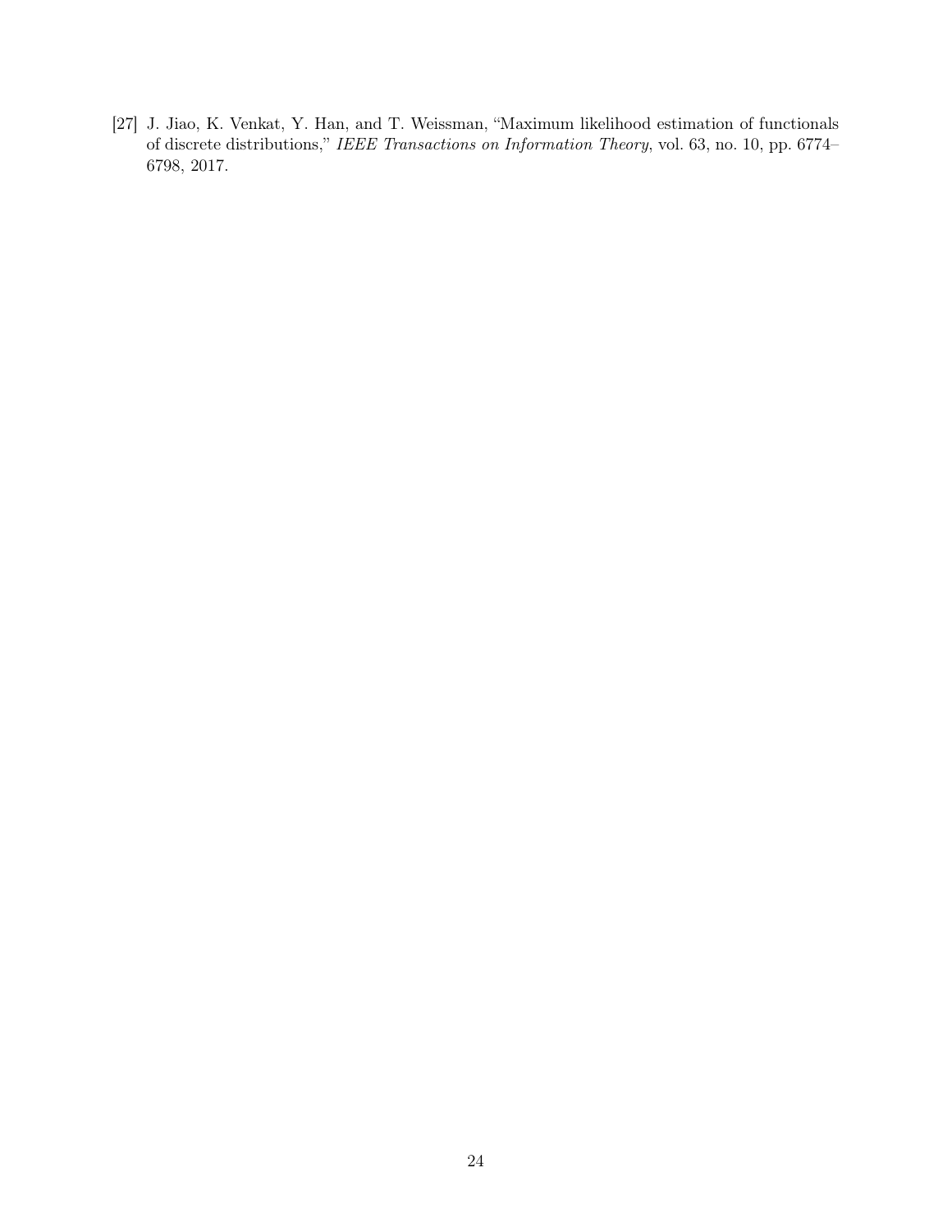[27] J. Jiao, K. Venkat, Y. Han, and T. Weissman, "Maximum likelihood estimation of functionals of discrete distributions," *IEEE Transactions on Information Theory*, vol. 63, no. 10, pp. 6774–6798, 2017.